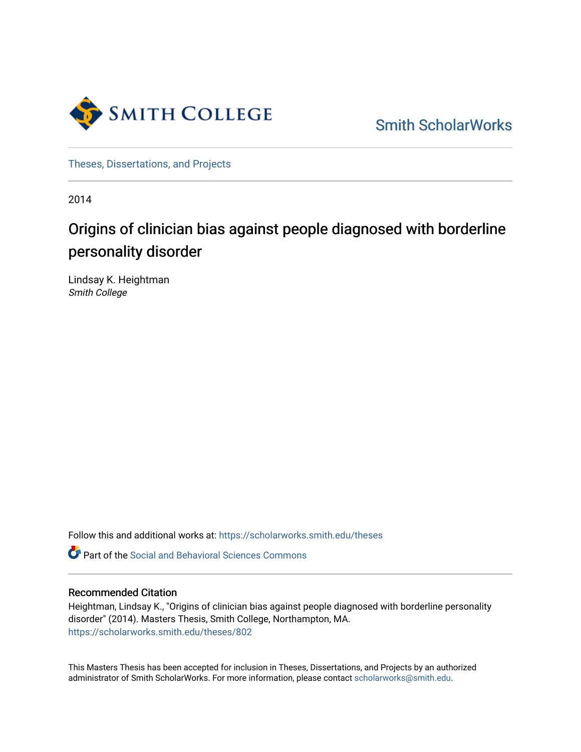Smith College

Smith ScholarWorks

Theses, Dissertations, and Projects

2014

# Origins of clinician bias against people diagnosed with borderline personality disorder

Lindsay K. Heightman
*Smith College*

Follow this and additional works at: https://scholarworks.smith.edu/theses

Part of the Social and Behavioral Sciences Commons

## Recommended Citation

Heightman, Lindsay K., "Origins of clinician bias against people diagnosed with borderline personality disorder" (2014). Masters Thesis, Smith College, Northampton, MA.
https://scholarworks.smith.edu/theses/802

This Masters Thesis has been accepted for inclusion in Theses, Dissertations, and Projects by an authorized administrator of Smith ScholarWorks. For more information, please contact scholarworks@smith.edu.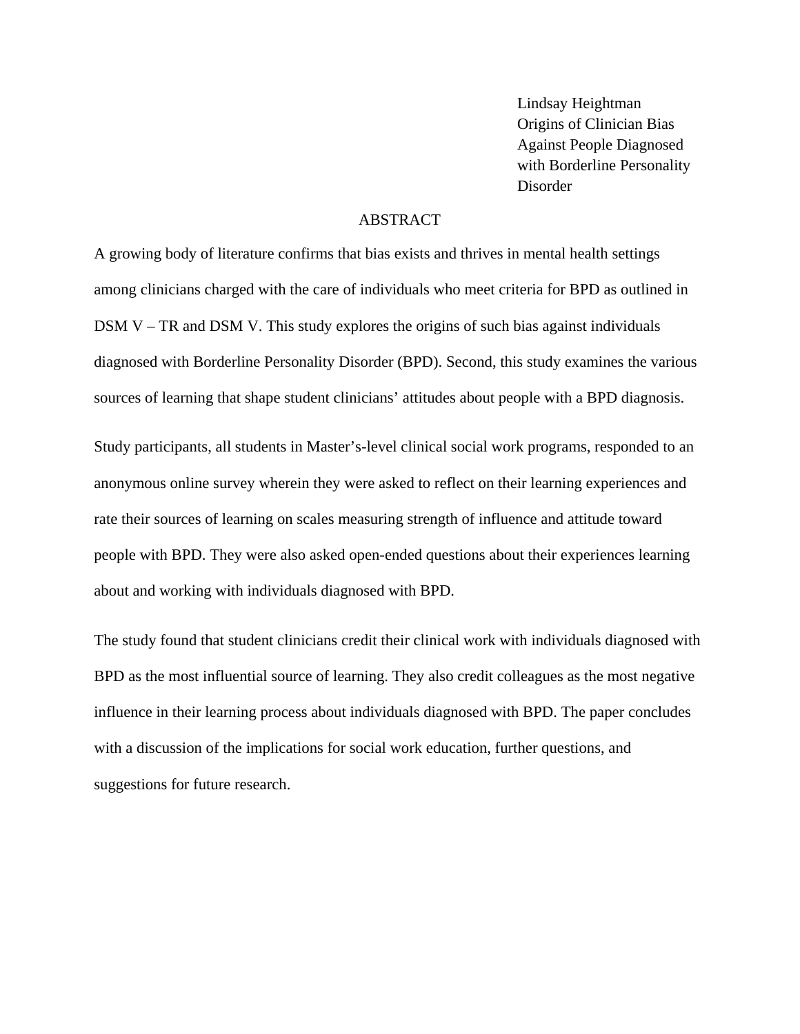Lindsay Heightman
Origins of Clinician Bias
Against People Diagnosed
with Borderline Personality
Disorder

## ABSTRACT

A growing body of literature confirms that bias exists and thrives in mental health settings among clinicians charged with the care of individuals who meet criteria for BPD as outlined in DSM V – TR and DSM V. This study explores the origins of such bias against individuals diagnosed with Borderline Personality Disorder (BPD). Second, this study examines the various sources of learning that shape student clinicians' attitudes about people with a BPD diagnosis.

Study participants, all students in Master's-level clinical social work programs, responded to an anonymous online survey wherein they were asked to reflect on their learning experiences and rate their sources of learning on scales measuring strength of influence and attitude toward people with BPD. They were also asked open-ended questions about their experiences learning about and working with individuals diagnosed with BPD.

The study found that student clinicians credit their clinical work with individuals diagnosed with BPD as the most influential source of learning. They also credit colleagues as the most negative influence in their learning process about individuals diagnosed with BPD. The paper concludes with a discussion of the implications for social work education, further questions, and suggestions for future research.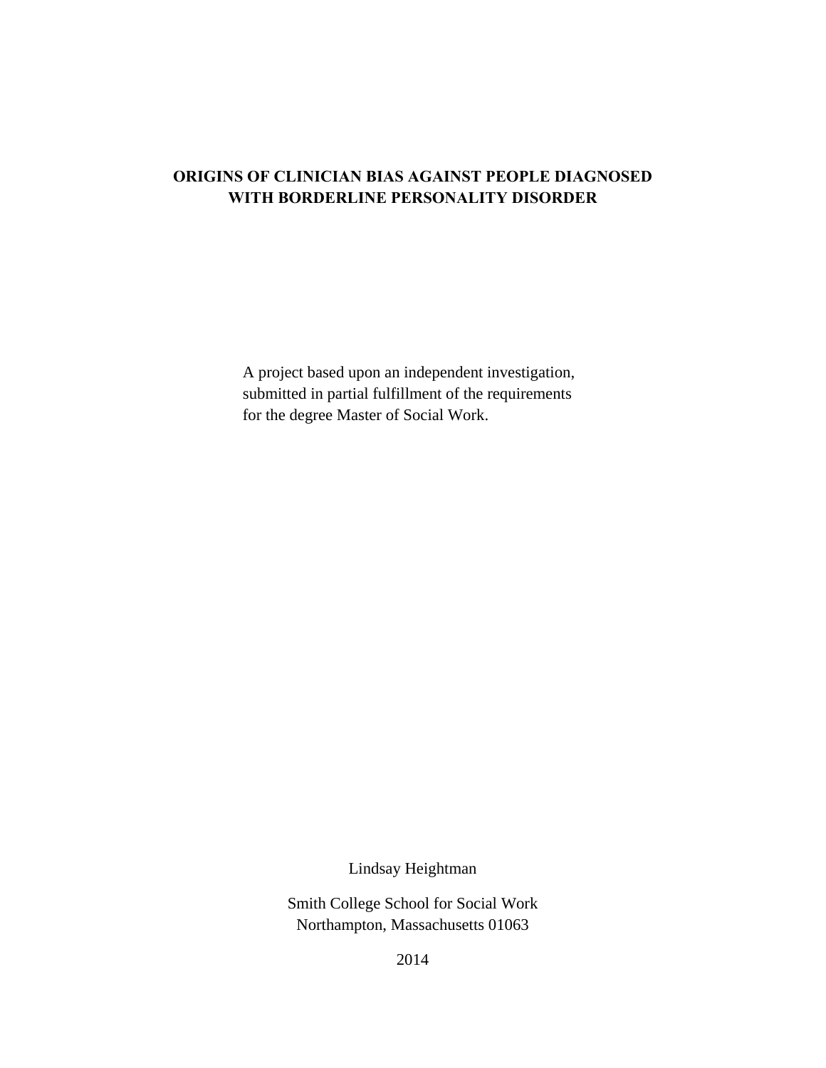# ORIGINS OF CLINICIAN BIAS AGAINST PEOPLE DIAGNOSED WITH BORDERLINE PERSONALITY DISORDER

A project based upon an independent investigation, submitted in partial fulfillment of the requirements for the degree Master of Social Work.

Lindsay Heightman

Smith College School for Social Work
Northampton, Massachusetts 01063

2014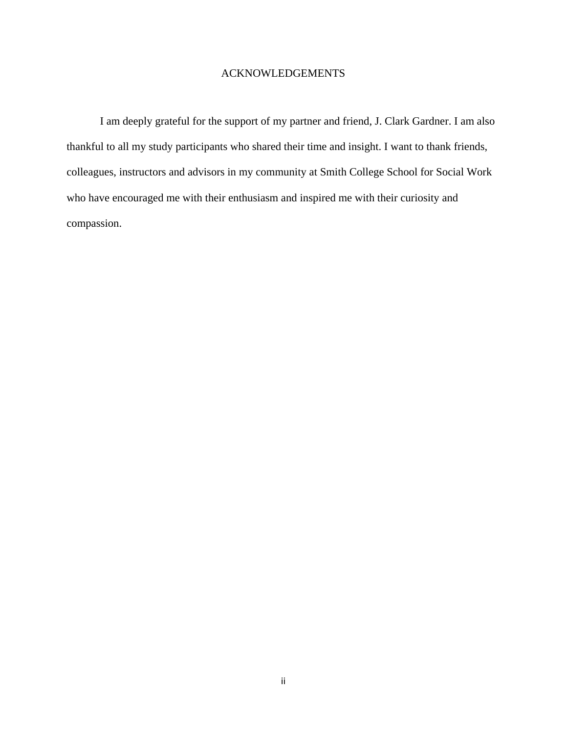# ACKNOWLEDGEMENTS

I am deeply grateful for the support of my partner and friend, J. Clark Gardner. I am also thankful to all my study participants who shared their time and insight. I want to thank friends, colleagues, instructors and advisors in my community at Smith College School for Social Work who have encouraged me with their enthusiasm and inspired me with their curiosity and compassion.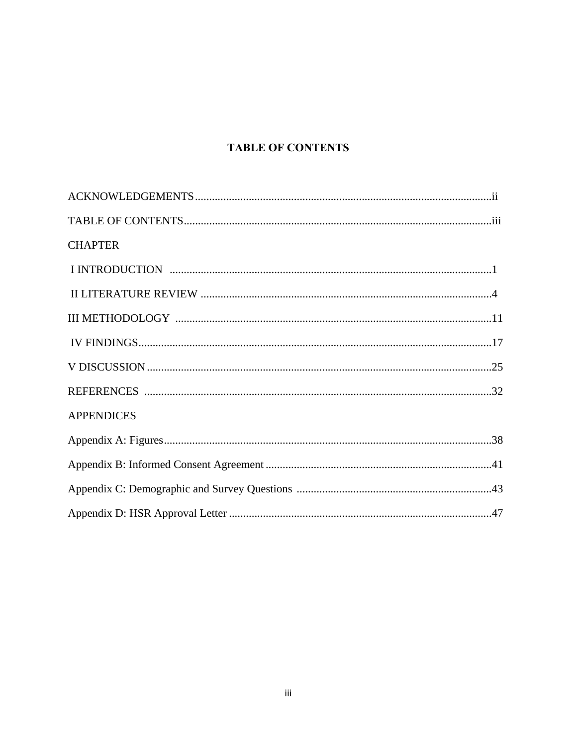# TABLE OF CONTENTS

ACKNOWLEDGEMENTS.......................................................................................................ii

TABLE OF CONTENTS...........................................................................................................iii

CHAPTER

I INTRODUCTION .................................................................................................................1

II LITERATURE REVIEW ......................................................................................................4

III METHODOLOGY ...............................................................................................................11

IV FINDINGS...........................................................................................................................17

V DISCUSSION.......................................................................................................................25

REFERENCES .........................................................................................................................32

APPENDICES

Appendix A: Figures..................................................................................................................38

Appendix B: Informed Consent Agreement ...............................................................................41

Appendix C: Demographic and Survey Questions ....................................................................43

Appendix D: HSR Approval Letter ............................................................................................47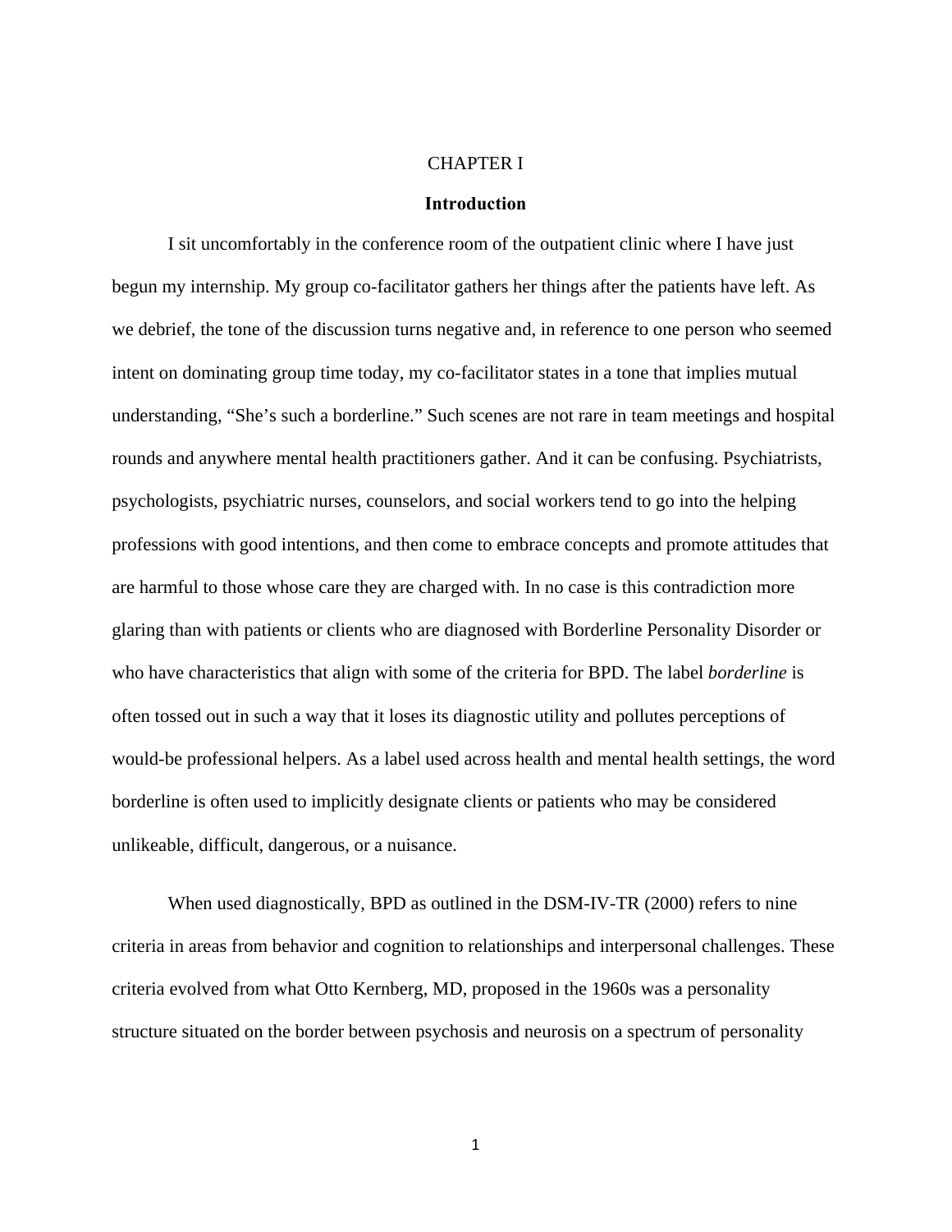# CHAPTER I

## Introduction

I sit uncomfortably in the conference room of the outpatient clinic where I have just begun my internship. My group co-facilitator gathers her things after the patients have left. As we debrief, the tone of the discussion turns negative and, in reference to one person who seemed intent on dominating group time today, my co-facilitator states in a tone that implies mutual understanding, "She's such a borderline." Such scenes are not rare in team meetings and hospital rounds and anywhere mental health practitioners gather. And it can be confusing. Psychiatrists, psychologists, psychiatric nurses, counselors, and social workers tend to go into the helping professions with good intentions, and then come to embrace concepts and promote attitudes that are harmful to those whose care they are charged with. In no case is this contradiction more glaring than with patients or clients who are diagnosed with Borderline Personality Disorder or who have characteristics that align with some of the criteria for BPD. The label *borderline* is often tossed out in such a way that it loses its diagnostic utility and pollutes perceptions of would-be professional helpers. As a label used across health and mental health settings, the word borderline is often used to implicitly designate clients or patients who may be considered unlikeable, difficult, dangerous, or a nuisance.

When used diagnostically, BPD as outlined in the DSM-IV-TR (2000) refers to nine criteria in areas from behavior and cognition to relationships and interpersonal challenges. These criteria evolved from what Otto Kernberg, MD, proposed in the 1960s was a personality structure situated on the border between psychosis and neurosis on a spectrum of personality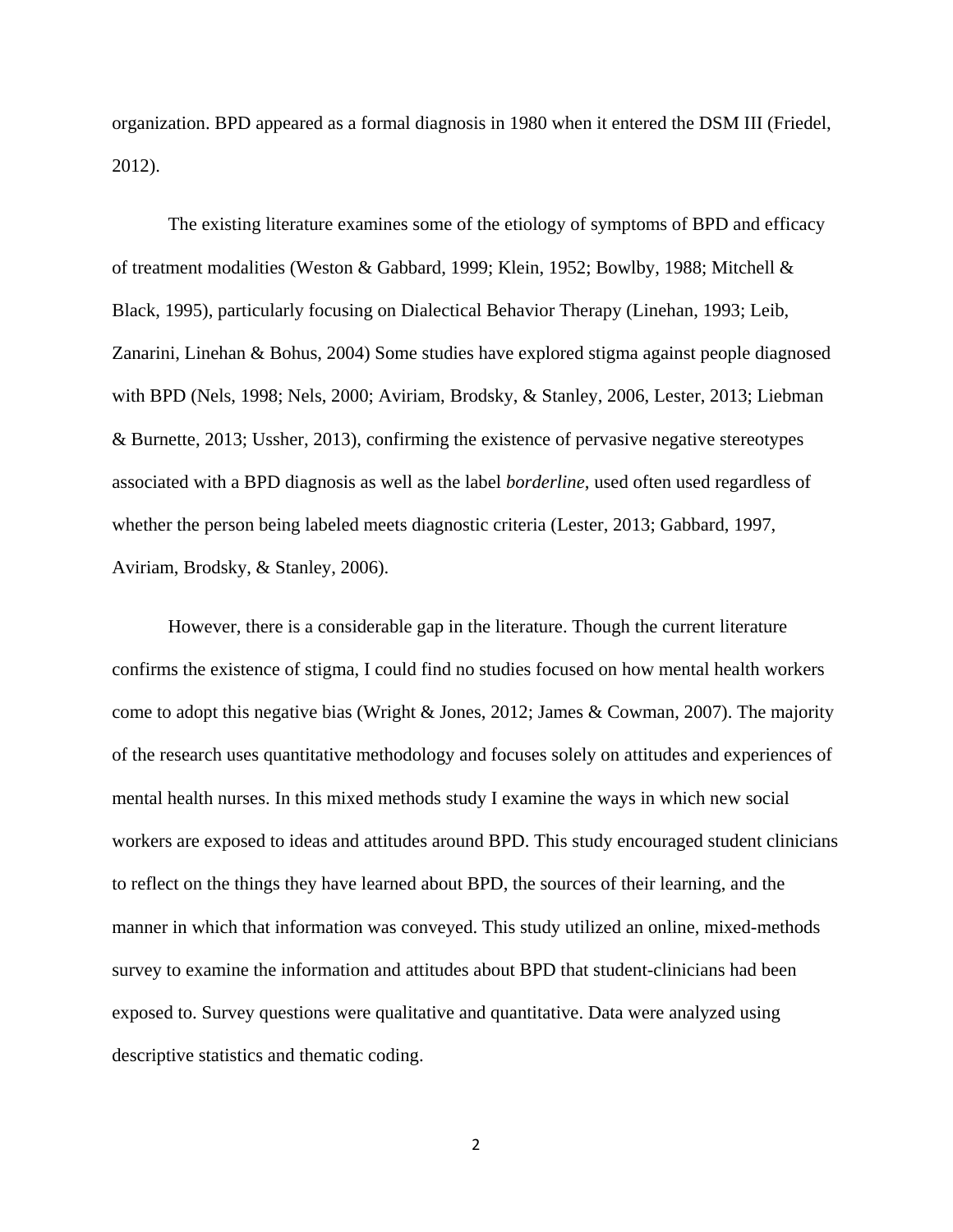organization. BPD appeared as a formal diagnosis in 1980 when it entered the DSM III (Friedel, 2012).

The existing literature examines some of the etiology of symptoms of BPD and efficacy of treatment modalities (Weston & Gabbard, 1999; Klein, 1952; Bowlby, 1988; Mitchell & Black, 1995), particularly focusing on Dialectical Behavior Therapy (Linehan, 1993; Leib, Zanarini, Linehan & Bohus, 2004) Some studies have explored stigma against people diagnosed with BPD (Nels, 1998; Nels, 2000; Aviriam, Brodsky, & Stanley, 2006, Lester, 2013; Liebman & Burnette, 2013; Ussher, 2013), confirming the existence of pervasive negative stereotypes associated with a BPD diagnosis as well as the label *borderline*, used often used regardless of whether the person being labeled meets diagnostic criteria (Lester, 2013; Gabbard, 1997, Aviriam, Brodsky, & Stanley, 2006).

However, there is a considerable gap in the literature. Though the current literature confirms the existence of stigma, I could find no studies focused on how mental health workers come to adopt this negative bias (Wright & Jones, 2012; James & Cowman, 2007). The majority of the research uses quantitative methodology and focuses solely on attitudes and experiences of mental health nurses. In this mixed methods study I examine the ways in which new social workers are exposed to ideas and attitudes around BPD. This study encouraged student clinicians to reflect on the things they have learned about BPD, the sources of their learning, and the manner in which that information was conveyed. This study utilized an online, mixed-methods survey to examine the information and attitudes about BPD that student-clinicians had been exposed to. Survey questions were qualitative and quantitative. Data were analyzed using descriptive statistics and thematic coding.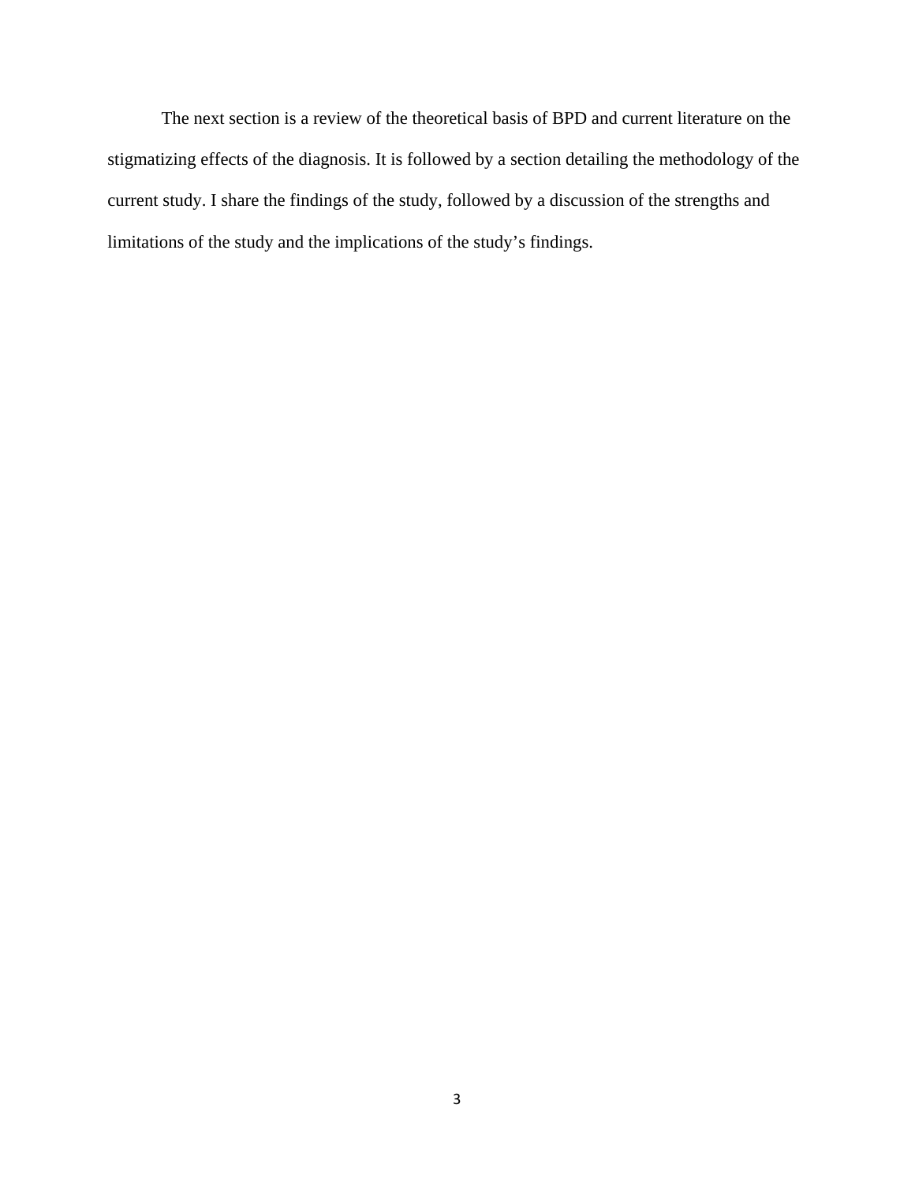The next section is a review of the theoretical basis of BPD and current literature on the stigmatizing effects of the diagnosis. It is followed by a section detailing the methodology of the current study. I share the findings of the study, followed by a discussion of the strengths and limitations of the study and the implications of the study's findings.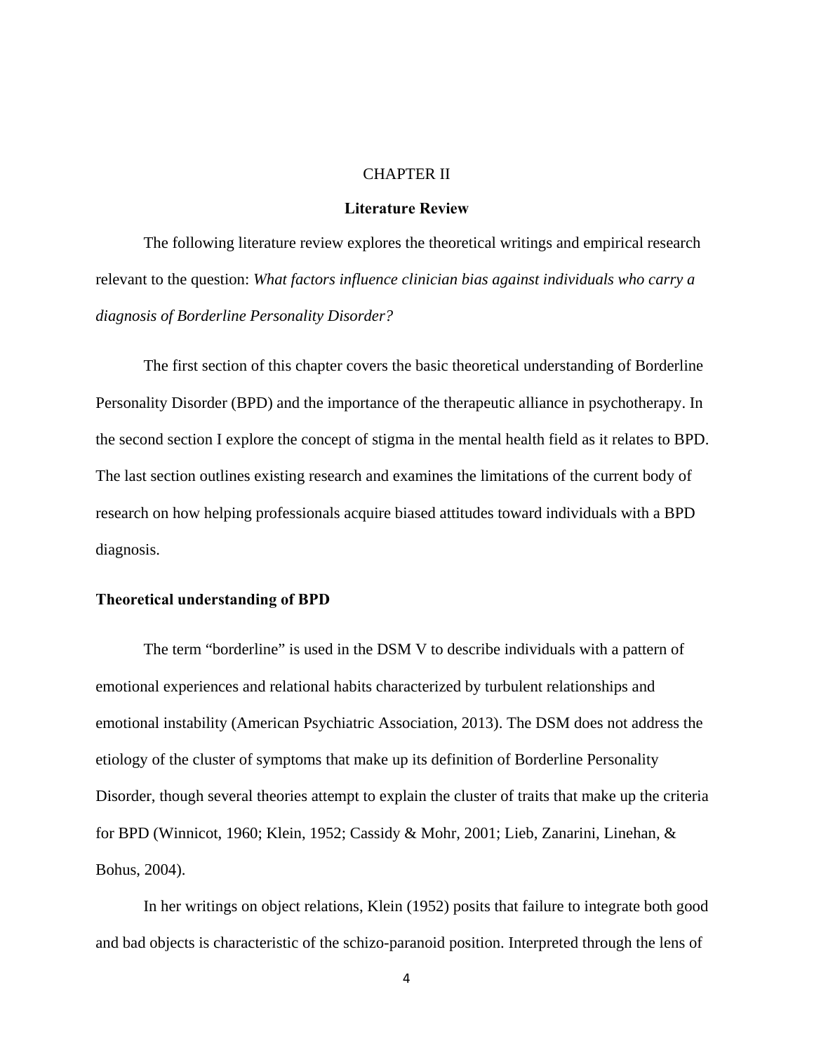# CHAPTER II

## Literature Review

The following literature review explores the theoretical writings and empirical research relevant to the question: *What factors influence clinician bias against individuals who carry a diagnosis of Borderline Personality Disorder?*

The first section of this chapter covers the basic theoretical understanding of Borderline Personality Disorder (BPD) and the importance of the therapeutic alliance in psychotherapy. In the second section I explore the concept of stigma in the mental health field as it relates to BPD. The last section outlines existing research and examines the limitations of the current body of research on how helping professionals acquire biased attitudes toward individuals with a BPD diagnosis.

### Theoretical understanding of BPD

The term "borderline" is used in the DSM V to describe individuals with a pattern of emotional experiences and relational habits characterized by turbulent relationships and emotional instability (American Psychiatric Association, 2013). The DSM does not address the etiology of the cluster of symptoms that make up its definition of Borderline Personality Disorder, though several theories attempt to explain the cluster of traits that make up the criteria for BPD (Winnicot, 1960; Klein, 1952; Cassidy & Mohr, 2001; Lieb, Zanarini, Linehan, & Bohus, 2004).

In her writings on object relations, Klein (1952) posits that failure to integrate both good and bad objects is characteristic of the schizo-paranoid position. Interpreted through the lens of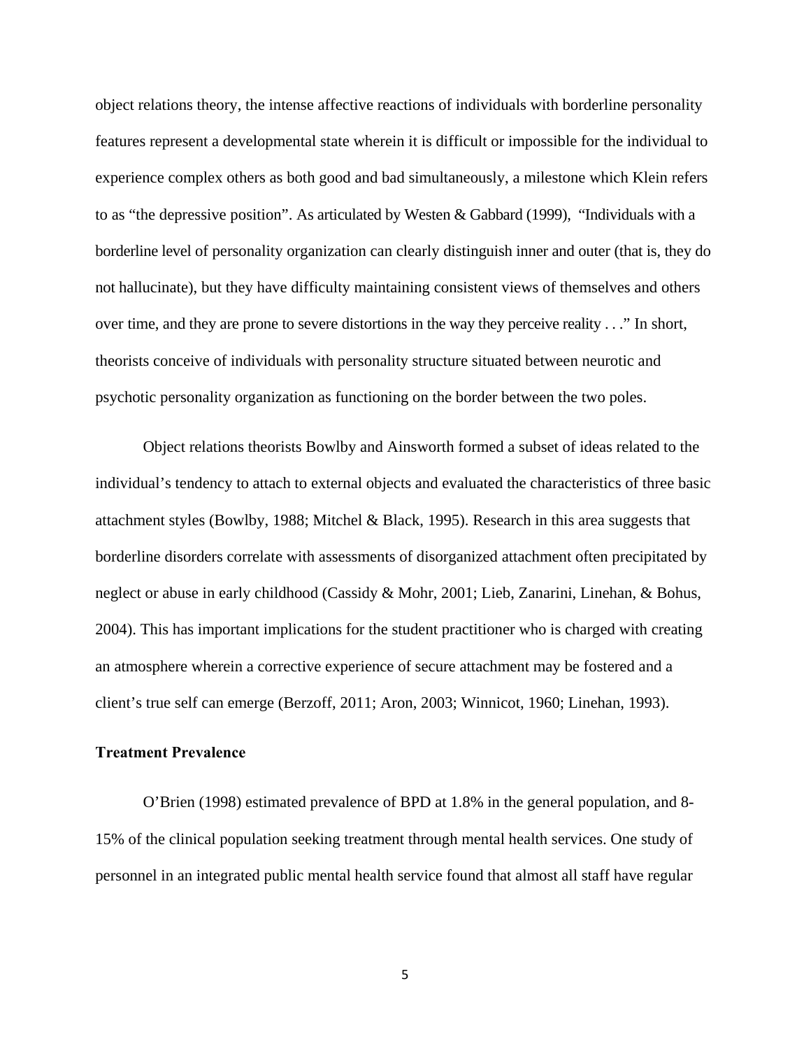object relations theory, the intense affective reactions of individuals with borderline personality features represent a developmental state wherein it is difficult or impossible for the individual to experience complex others as both good and bad simultaneously, a milestone which Klein refers to as "the depressive position". As articulated by Westen & Gabbard (1999), "Individuals with a borderline level of personality organization can clearly distinguish inner and outer (that is, they do not hallucinate), but they have difficulty maintaining consistent views of themselves and others over time, and they are prone to severe distortions in the way they perceive reality . . ." In short, theorists conceive of individuals with personality structure situated between neurotic and psychotic personality organization as functioning on the border between the two poles.

Object relations theorists Bowlby and Ainsworth formed a subset of ideas related to the individual's tendency to attach to external objects and evaluated the characteristics of three basic attachment styles (Bowlby, 1988; Mitchel & Black, 1995). Research in this area suggests that borderline disorders correlate with assessments of disorganized attachment often precipitated by neglect or abuse in early childhood (Cassidy & Mohr, 2001; Lieb, Zanarini, Linehan, & Bohus, 2004). This has important implications for the student practitioner who is charged with creating an atmosphere wherein a corrective experience of secure attachment may be fostered and a client's true self can emerge (Berzoff, 2011; Aron, 2003; Winnicot, 1960; Linehan, 1993).

**Treatment Prevalence**

O'Brien (1998) estimated prevalence of BPD at 1.8% in the general population, and 8-15% of the clinical population seeking treatment through mental health services. One study of personnel in an integrated public mental health service found that almost all staff have regular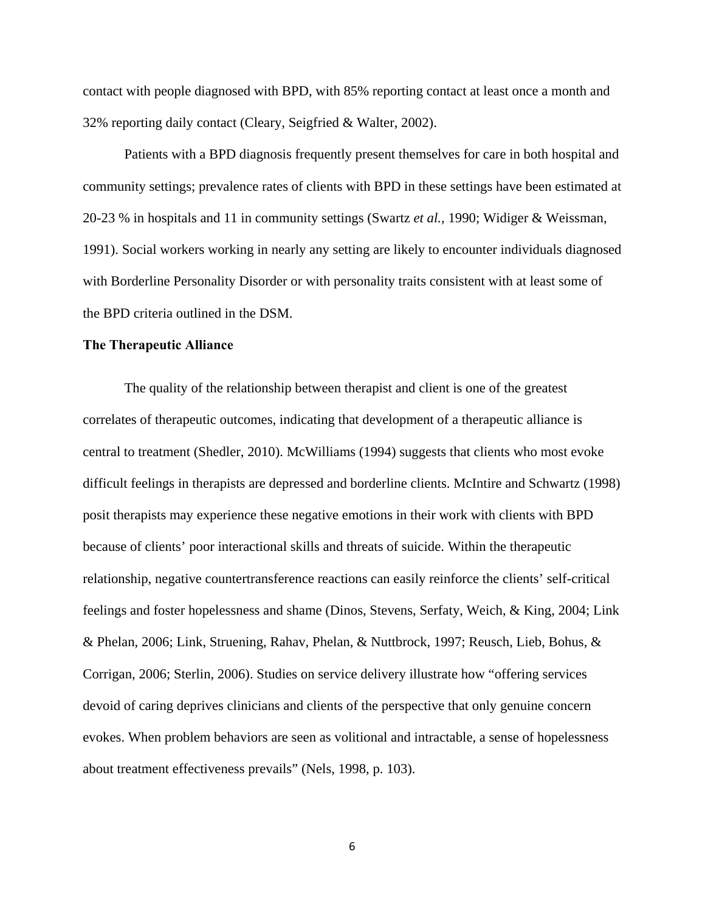contact with people diagnosed with BPD, with 85% reporting contact at least once a month and 32% reporting daily contact (Cleary, Seigfried & Walter, 2002).

Patients with a BPD diagnosis frequently present themselves for care in both hospital and community settings; prevalence rates of clients with BPD in these settings have been estimated at 20-23 % in hospitals and 11 in community settings (Swartz *et al.*, 1990; Widiger & Weissman, 1991). Social workers working in nearly any setting are likely to encounter individuals diagnosed with Borderline Personality Disorder or with personality traits consistent with at least some of the BPD criteria outlined in the DSM.

**The Therapeutic Alliance**

The quality of the relationship between therapist and client is one of the greatest correlates of therapeutic outcomes, indicating that development of a therapeutic alliance is central to treatment (Shedler, 2010). McWilliams (1994) suggests that clients who most evoke difficult feelings in therapists are depressed and borderline clients. McIntire and Schwartz (1998) posit therapists may experience these negative emotions in their work with clients with BPD because of clients' poor interactional skills and threats of suicide. Within the therapeutic relationship, negative countertransference reactions can easily reinforce the clients' self-critical feelings and foster hopelessness and shame (Dinos, Stevens, Serfaty, Weich, & King, 2004; Link & Phelan, 2006; Link, Struening, Rahav, Phelan, & Nuttbrock, 1997; Reusch, Lieb, Bohus, & Corrigan, 2006; Sterlin, 2006). Studies on service delivery illustrate how "offering services devoid of caring deprives clinicians and clients of the perspective that only genuine concern evokes. When problem behaviors are seen as volitional and intractable, a sense of hopelessness about treatment effectiveness prevails" (Nels, 1998, p. 103).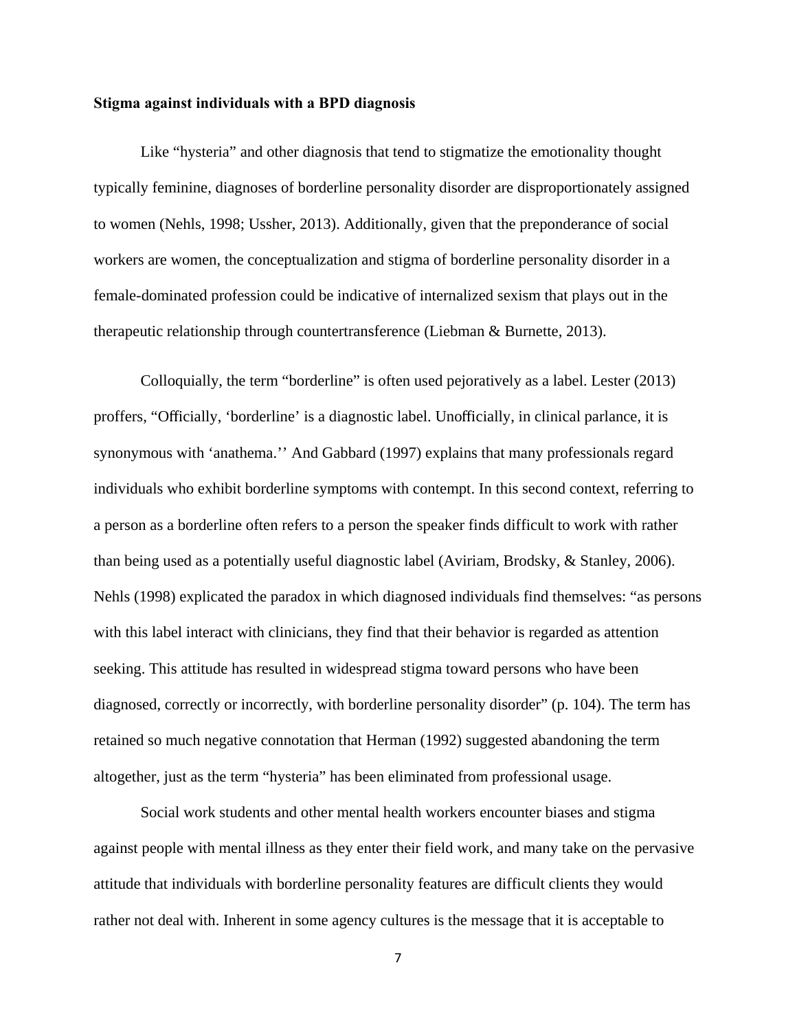**Stigma against individuals with a BPD diagnosis**

Like “hysteria” and other diagnosis that tend to stigmatize the emotionality thought typically feminine, diagnoses of borderline personality disorder are disproportionately assigned to women (Nehls, 1998; Ussher, 2013). Additionally, given that the preponderance of social workers are women, the conceptualization and stigma of borderline personality disorder in a female-dominated profession could be indicative of internalized sexism that plays out in the therapeutic relationship through countertransference (Liebman & Burnette, 2013).

Colloquially, the term “borderline” is often used pejoratively as a label. Lester (2013) proffers, “Officially, ‘borderline’ is a diagnostic label. Unofficially, in clinical parlance, it is synonymous with ‘anathema.’’ And Gabbard (1997) explains that many professionals regard individuals who exhibit borderline symptoms with contempt. In this second context, referring to a person as a borderline often refers to a person the speaker finds difficult to work with rather than being used as a potentially useful diagnostic label (Aviriam, Brodsky, & Stanley, 2006). Nehls (1998) explicated the paradox in which diagnosed individuals find themselves: “as persons with this label interact with clinicians, they find that their behavior is regarded as attention seeking. This attitude has resulted in widespread stigma toward persons who have been diagnosed, correctly or incorrectly, with borderline personality disorder” (p. 104). The term has retained so much negative connotation that Herman (1992) suggested abandoning the term altogether, just as the term “hysteria” has been eliminated from professional usage.

Social work students and other mental health workers encounter biases and stigma against people with mental illness as they enter their field work, and many take on the pervasive attitude that individuals with borderline personality features are difficult clients they would rather not deal with. Inherent in some agency cultures is the message that it is acceptable to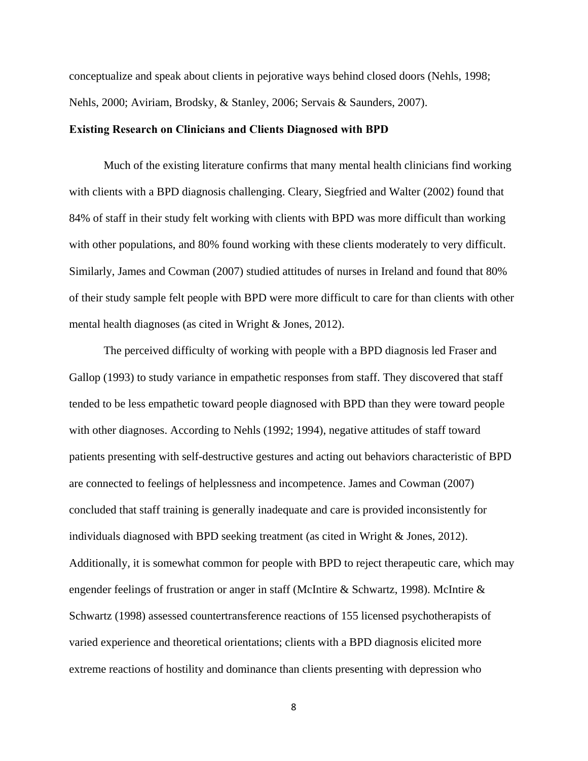conceptualize and speak about clients in pejorative ways behind closed doors (Nehls, 1998; Nehls, 2000; Aviriam, Brodsky, & Stanley, 2006; Servais & Saunders, 2007).

**Existing Research on Clinicians and Clients Diagnosed with BPD**

Much of the existing literature confirms that many mental health clinicians find working with clients with a BPD diagnosis challenging. Cleary, Siegfried and Walter (2002) found that 84% of staff in their study felt working with clients with BPD was more difficult than working with other populations, and 80% found working with these clients moderately to very difficult. Similarly, James and Cowman (2007) studied attitudes of nurses in Ireland and found that 80% of their study sample felt people with BPD were more difficult to care for than clients with other mental health diagnoses (as cited in Wright & Jones, 2012).

The perceived difficulty of working with people with a BPD diagnosis led Fraser and Gallop (1993) to study variance in empathetic responses from staff. They discovered that staff tended to be less empathetic toward people diagnosed with BPD than they were toward people with other diagnoses. According to Nehls (1992; 1994), negative attitudes of staff toward patients presenting with self-destructive gestures and acting out behaviors characteristic of BPD are connected to feelings of helplessness and incompetence. James and Cowman (2007) concluded that staff training is generally inadequate and care is provided inconsistently for individuals diagnosed with BPD seeking treatment (as cited in Wright & Jones, 2012). Additionally, it is somewhat common for people with BPD to reject therapeutic care, which may engender feelings of frustration or anger in staff (McIntire & Schwartz, 1998). McIntire & Schwartz (1998) assessed countertransference reactions of 155 licensed psychotherapists of varied experience and theoretical orientations; clients with a BPD diagnosis elicited more extreme reactions of hostility and dominance than clients presenting with depression who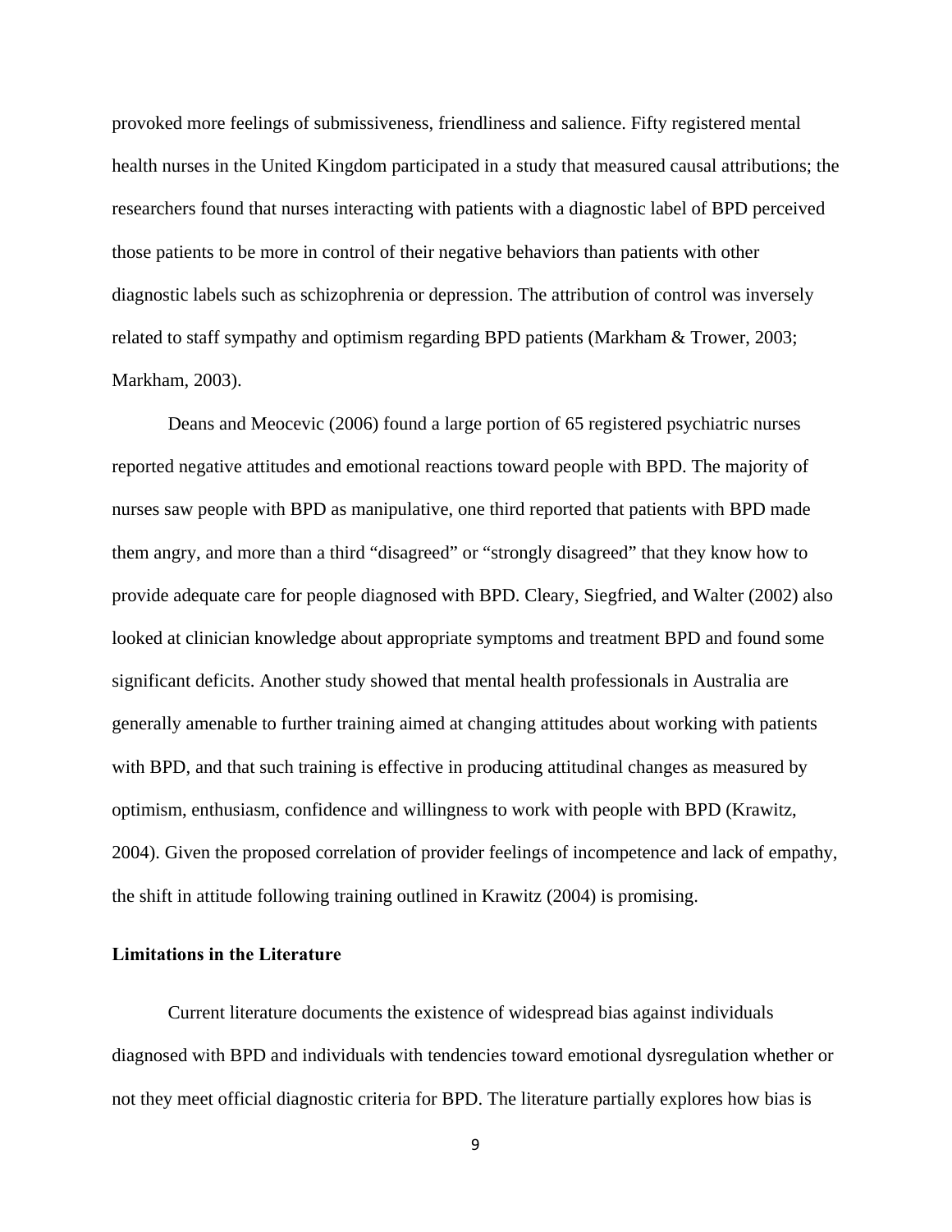provoked more feelings of submissiveness, friendliness and salience. Fifty registered mental health nurses in the United Kingdom participated in a study that measured causal attributions; the researchers found that nurses interacting with patients with a diagnostic label of BPD perceived those patients to be more in control of their negative behaviors than patients with other diagnostic labels such as schizophrenia or depression. The attribution of control was inversely related to staff sympathy and optimism regarding BPD patients (Markham & Trower, 2003; Markham, 2003).

Deans and Meocevic (2006) found a large portion of 65 registered psychiatric nurses reported negative attitudes and emotional reactions toward people with BPD. The majority of nurses saw people with BPD as manipulative, one third reported that patients with BPD made them angry, and more than a third "disagreed" or "strongly disagreed" that they know how to provide adequate care for people diagnosed with BPD. Cleary, Siegfried, and Walter (2002) also looked at clinician knowledge about appropriate symptoms and treatment BPD and found some significant deficits. Another study showed that mental health professionals in Australia are generally amenable to further training aimed at changing attitudes about working with patients with BPD, and that such training is effective in producing attitudinal changes as measured by optimism, enthusiasm, confidence and willingness to work with people with BPD (Krawitz, 2004). Given the proposed correlation of provider feelings of incompetence and lack of empathy, the shift in attitude following training outlined in Krawitz (2004) is promising.

## Limitations in the Literature

Current literature documents the existence of widespread bias against individuals diagnosed with BPD and individuals with tendencies toward emotional dysregulation whether or not they meet official diagnostic criteria for BPD. The literature partially explores how bias is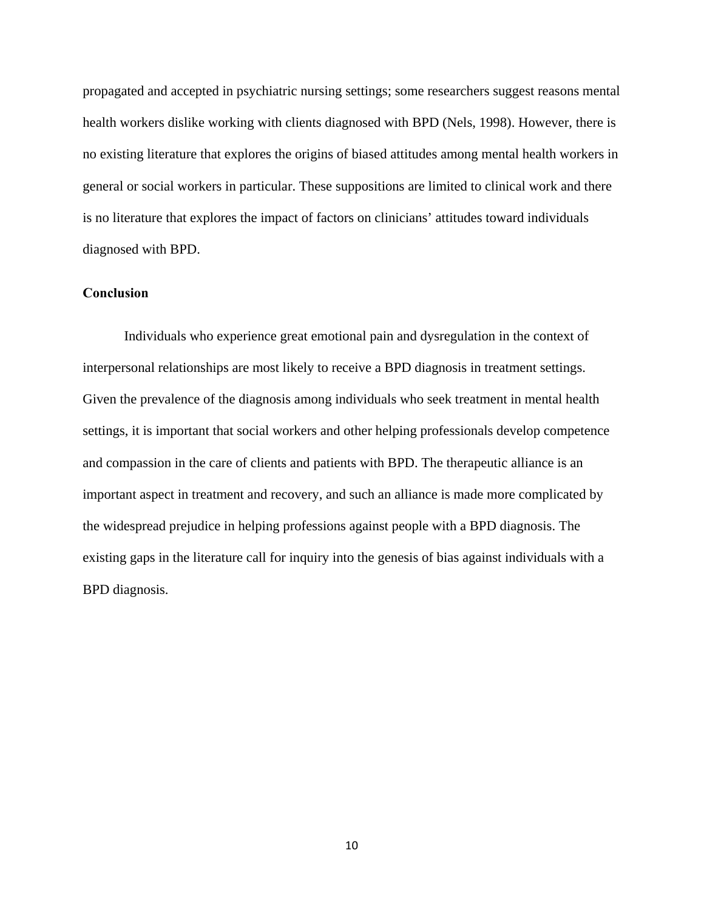propagated and accepted in psychiatric nursing settings; some researchers suggest reasons mental health workers dislike working with clients diagnosed with BPD (Nels, 1998). However, there is no existing literature that explores the origins of biased attitudes among mental health workers in general or social workers in particular. These suppositions are limited to clinical work and there is no literature that explores the impact of factors on clinicians' attitudes toward individuals diagnosed with BPD.

**Conclusion**

Individuals who experience great emotional pain and dysregulation in the context of interpersonal relationships are most likely to receive a BPD diagnosis in treatment settings. Given the prevalence of the diagnosis among individuals who seek treatment in mental health settings, it is important that social workers and other helping professionals develop competence and compassion in the care of clients and patients with BPD. The therapeutic alliance is an important aspect in treatment and recovery, and such an alliance is made more complicated by the widespread prejudice in helping professions against people with a BPD diagnosis. The existing gaps in the literature call for inquiry into the genesis of bias against individuals with a BPD diagnosis.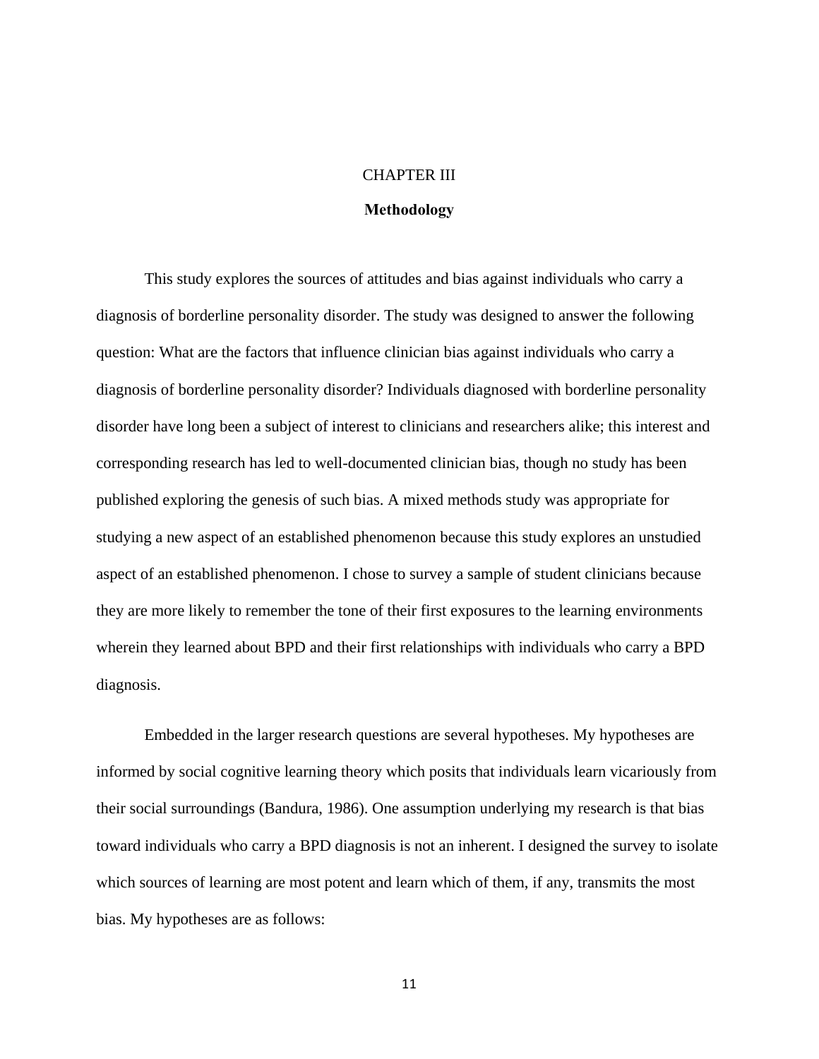# CHAPTER III

## Methodology

This study explores the sources of attitudes and bias against individuals who carry a diagnosis of borderline personality disorder. The study was designed to answer the following question: What are the factors that influence clinician bias against individuals who carry a diagnosis of borderline personality disorder? Individuals diagnosed with borderline personality disorder have long been a subject of interest to clinicians and researchers alike; this interest and corresponding research has led to well-documented clinician bias, though no study has been published exploring the genesis of such bias. A mixed methods study was appropriate for studying a new aspect of an established phenomenon because this study explores an unstudied aspect of an established phenomenon. I chose to survey a sample of student clinicians because they are more likely to remember the tone of their first exposures to the learning environments wherein they learned about BPD and their first relationships with individuals who carry a BPD diagnosis.

Embedded in the larger research questions are several hypotheses. My hypotheses are informed by social cognitive learning theory which posits that individuals learn vicariously from their social surroundings (Bandura, 1986). One assumption underlying my research is that bias toward individuals who carry a BPD diagnosis is not an inherent. I designed the survey to isolate which sources of learning are most potent and learn which of them, if any, transmits the most bias. My hypotheses are as follows: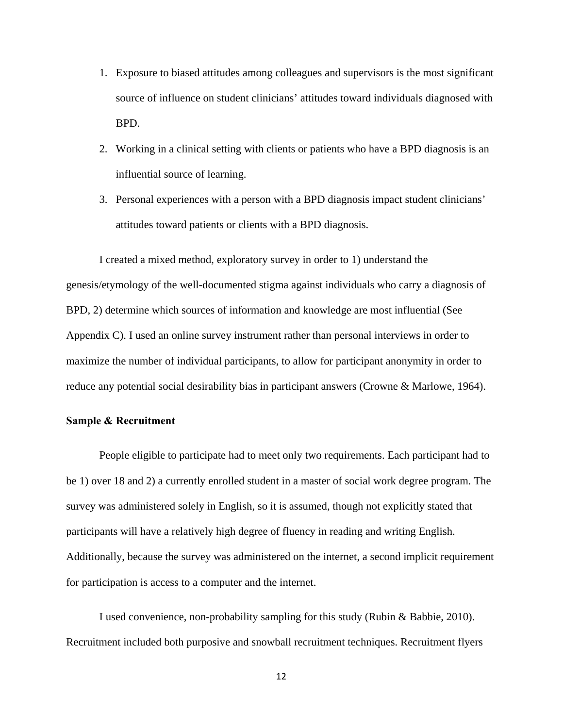1. Exposure to biased attitudes among colleagues and supervisors is the most significant source of influence on student clinicians' attitudes toward individuals diagnosed with BPD.
2. Working in a clinical setting with clients or patients who have a BPD diagnosis is an influential source of learning.
3. Personal experiences with a person with a BPD diagnosis impact student clinicians' attitudes toward patients or clients with a BPD diagnosis.

I created a mixed method, exploratory survey in order to 1) understand the genesis/etymology of the well-documented stigma against individuals who carry a diagnosis of BPD, 2) determine which sources of information and knowledge are most influential (See Appendix C). I used an online survey instrument rather than personal interviews in order to maximize the number of individual participants, to allow for participant anonymity in order to reduce any potential social desirability bias in participant answers (Crowne & Marlowe, 1964).

**Sample & Recruitment**

People eligible to participate had to meet only two requirements. Each participant had to be 1) over 18 and 2) a currently enrolled student in a master of social work degree program. The survey was administered solely in English, so it is assumed, though not explicitly stated that participants will have a relatively high degree of fluency in reading and writing English. Additionally, because the survey was administered on the internet, a second implicit requirement for participation is access to a computer and the internet.

I used convenience, non-probability sampling for this study (Rubin & Babbie, 2010). Recruitment included both purposive and snowball recruitment techniques. Recruitment flyers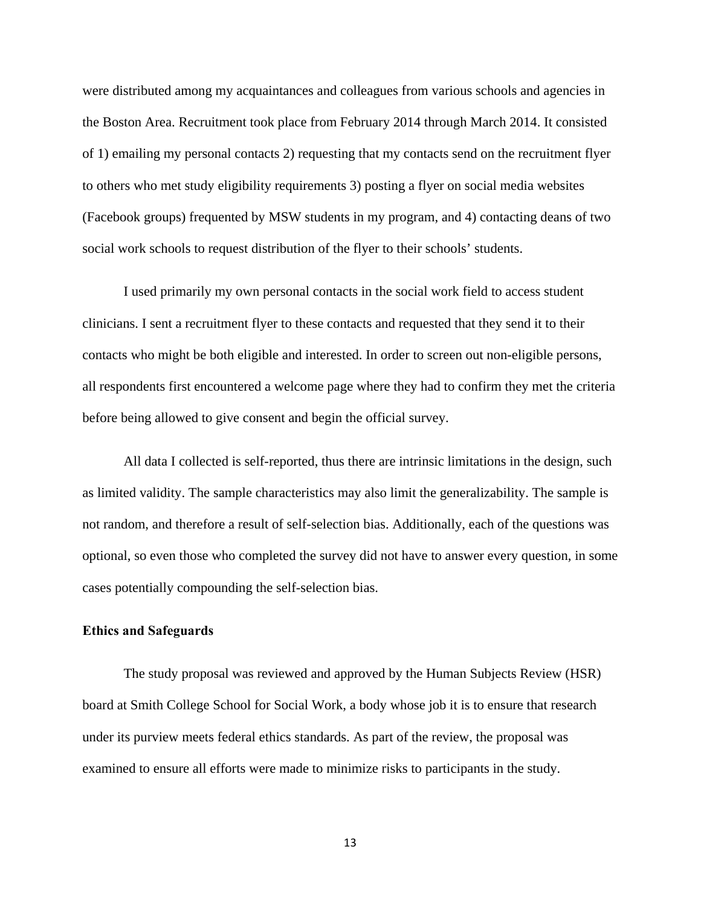were distributed among my acquaintances and colleagues from various schools and agencies in the Boston Area. Recruitment took place from February 2014 through March 2014. It consisted of 1) emailing my personal contacts 2) requesting that my contacts send on the recruitment flyer to others who met study eligibility requirements 3) posting a flyer on social media websites (Facebook groups) frequented by MSW students in my program, and 4) contacting deans of two social work schools to request distribution of the flyer to their schools' students.

I used primarily my own personal contacts in the social work field to access student clinicians. I sent a recruitment flyer to these contacts and requested that they send it to their contacts who might be both eligible and interested. In order to screen out non-eligible persons, all respondents first encountered a welcome page where they had to confirm they met the criteria before being allowed to give consent and begin the official survey.

All data I collected is self-reported, thus there are intrinsic limitations in the design, such as limited validity. The sample characteristics may also limit the generalizability. The sample is not random, and therefore a result of self-selection bias. Additionally, each of the questions was optional, so even those who completed the survey did not have to answer every question, in some cases potentially compounding the self-selection bias.

**Ethics and Safeguards**

The study proposal was reviewed and approved by the Human Subjects Review (HSR) board at Smith College School for Social Work, a body whose job it is to ensure that research under its purview meets federal ethics standards. As part of the review, the proposal was examined to ensure all efforts were made to minimize risks to participants in the study.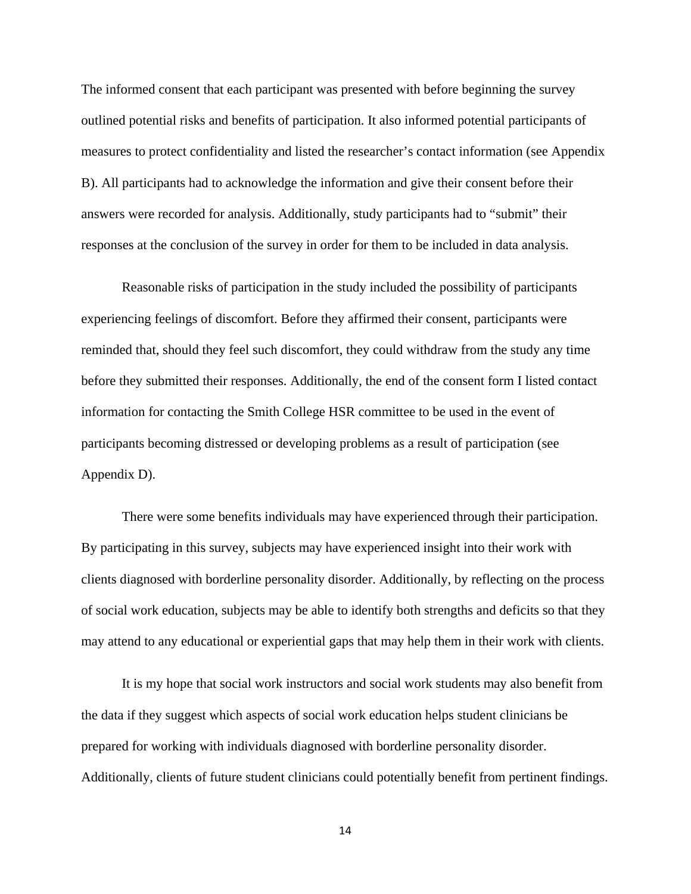The informed consent that each participant was presented with before beginning the survey outlined potential risks and benefits of participation. It also informed potential participants of measures to protect confidentiality and listed the researcher's contact information (see Appendix B). All participants had to acknowledge the information and give their consent before their answers were recorded for analysis. Additionally, study participants had to "submit" their responses at the conclusion of the survey in order for them to be included in data analysis.

Reasonable risks of participation in the study included the possibility of participants experiencing feelings of discomfort. Before they affirmed their consent, participants were reminded that, should they feel such discomfort, they could withdraw from the study any time before they submitted their responses. Additionally, the end of the consent form I listed contact information for contacting the Smith College HSR committee to be used in the event of participants becoming distressed or developing problems as a result of participation (see Appendix D).

There were some benefits individuals may have experienced through their participation. By participating in this survey, subjects may have experienced insight into their work with clients diagnosed with borderline personality disorder. Additionally, by reflecting on the process of social work education, subjects may be able to identify both strengths and deficits so that they may attend to any educational or experiential gaps that may help them in their work with clients.

It is my hope that social work instructors and social work students may also benefit from the data if they suggest which aspects of social work education helps student clinicians be prepared for working with individuals diagnosed with borderline personality disorder. Additionally, clients of future student clinicians could potentially benefit from pertinent findings.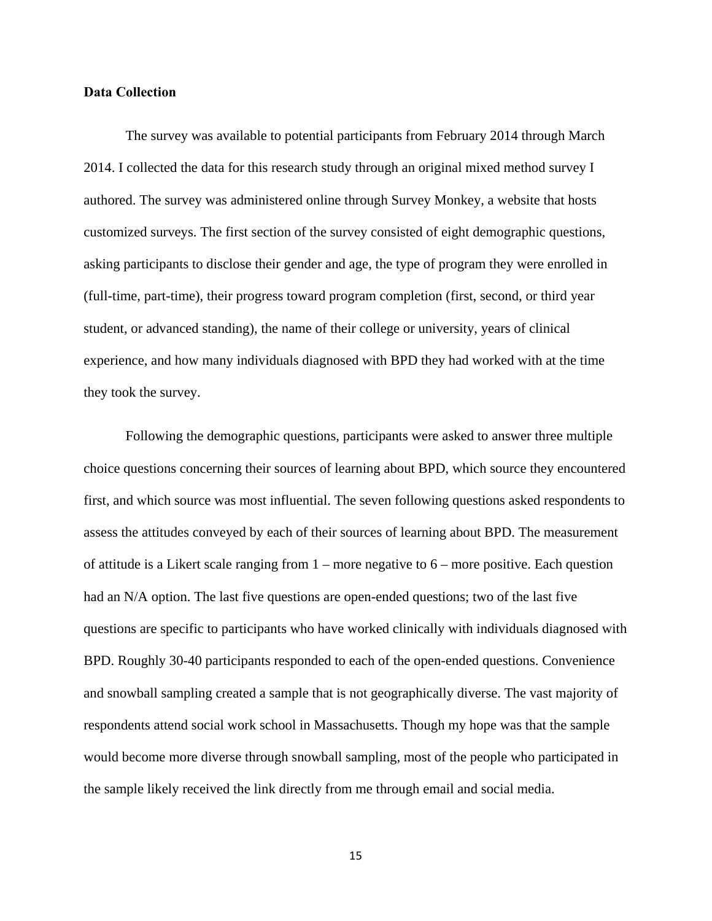**Data Collection**

The survey was available to potential participants from February 2014 through March 2014. I collected the data for this research study through an original mixed method survey I authored. The survey was administered online through Survey Monkey, a website that hosts customized surveys. The first section of the survey consisted of eight demographic questions, asking participants to disclose their gender and age, the type of program they were enrolled in (full-time, part-time), their progress toward program completion (first, second, or third year student, or advanced standing), the name of their college or university, years of clinical experience, and how many individuals diagnosed with BPD they had worked with at the time they took the survey.

Following the demographic questions, participants were asked to answer three multiple choice questions concerning their sources of learning about BPD, which source they encountered first, and which source was most influential. The seven following questions asked respondents to assess the attitudes conveyed by each of their sources of learning about BPD. The measurement of attitude is a Likert scale ranging from 1 – more negative to 6 – more positive. Each question had an N/A option. The last five questions are open-ended questions; two of the last five questions are specific to participants who have worked clinically with individuals diagnosed with BPD. Roughly 30-40 participants responded to each of the open-ended questions. Convenience and snowball sampling created a sample that is not geographically diverse. The vast majority of respondents attend social work school in Massachusetts. Though my hope was that the sample would become more diverse through snowball sampling, most of the people who participated in the sample likely received the link directly from me through email and social media.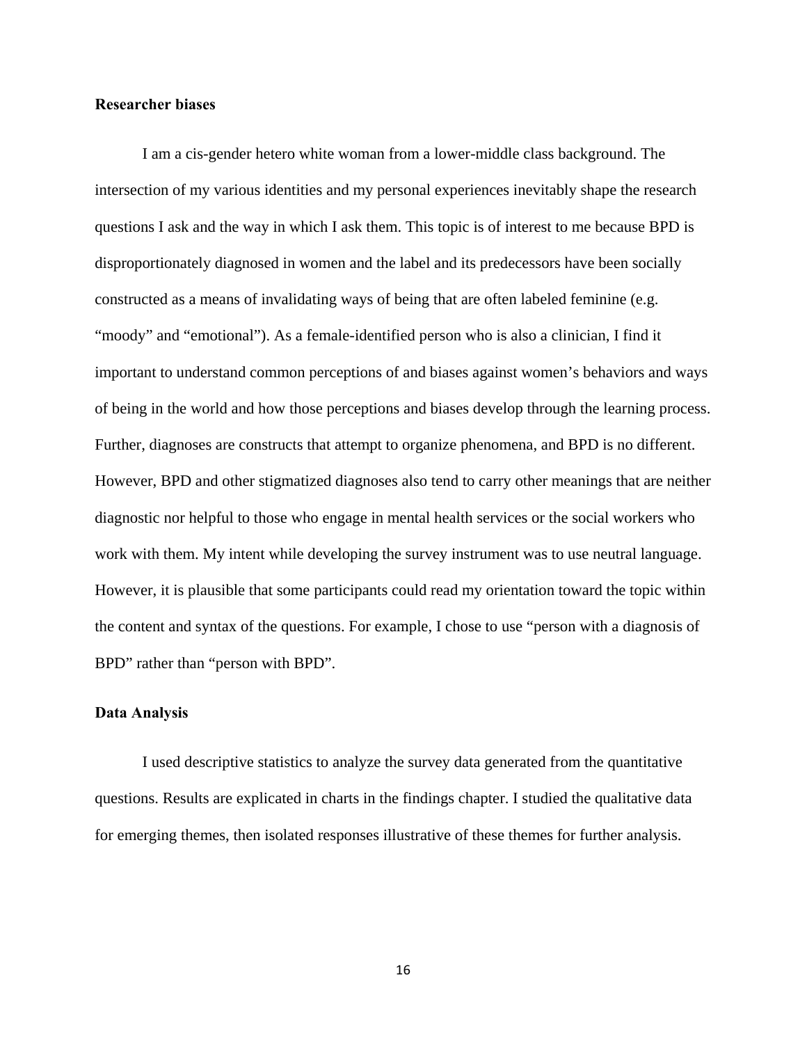### Researcher biases

I am a cis-gender hetero white woman from a lower-middle class background. The intersection of my various identities and my personal experiences inevitably shape the research questions I ask and the way in which I ask them. This topic is of interest to me because BPD is disproportionately diagnosed in women and the label and its predecessors have been socially constructed as a means of invalidating ways of being that are often labeled feminine (e.g. "moody" and "emotional"). As a female-identified person who is also a clinician, I find it important to understand common perceptions of and biases against women's behaviors and ways of being in the world and how those perceptions and biases develop through the learning process. Further, diagnoses are constructs that attempt to organize phenomena, and BPD is no different. However, BPD and other stigmatized diagnoses also tend to carry other meanings that are neither diagnostic nor helpful to those who engage in mental health services or the social workers who work with them. My intent while developing the survey instrument was to use neutral language. However, it is plausible that some participants could read my orientation toward the topic within the content and syntax of the questions. For example, I chose to use "person with a diagnosis of BPD" rather than "person with BPD".

### Data Analysis

I used descriptive statistics to analyze the survey data generated from the quantitative questions. Results are explicated in charts in the findings chapter. I studied the qualitative data for emerging themes, then isolated responses illustrative of these themes for further analysis.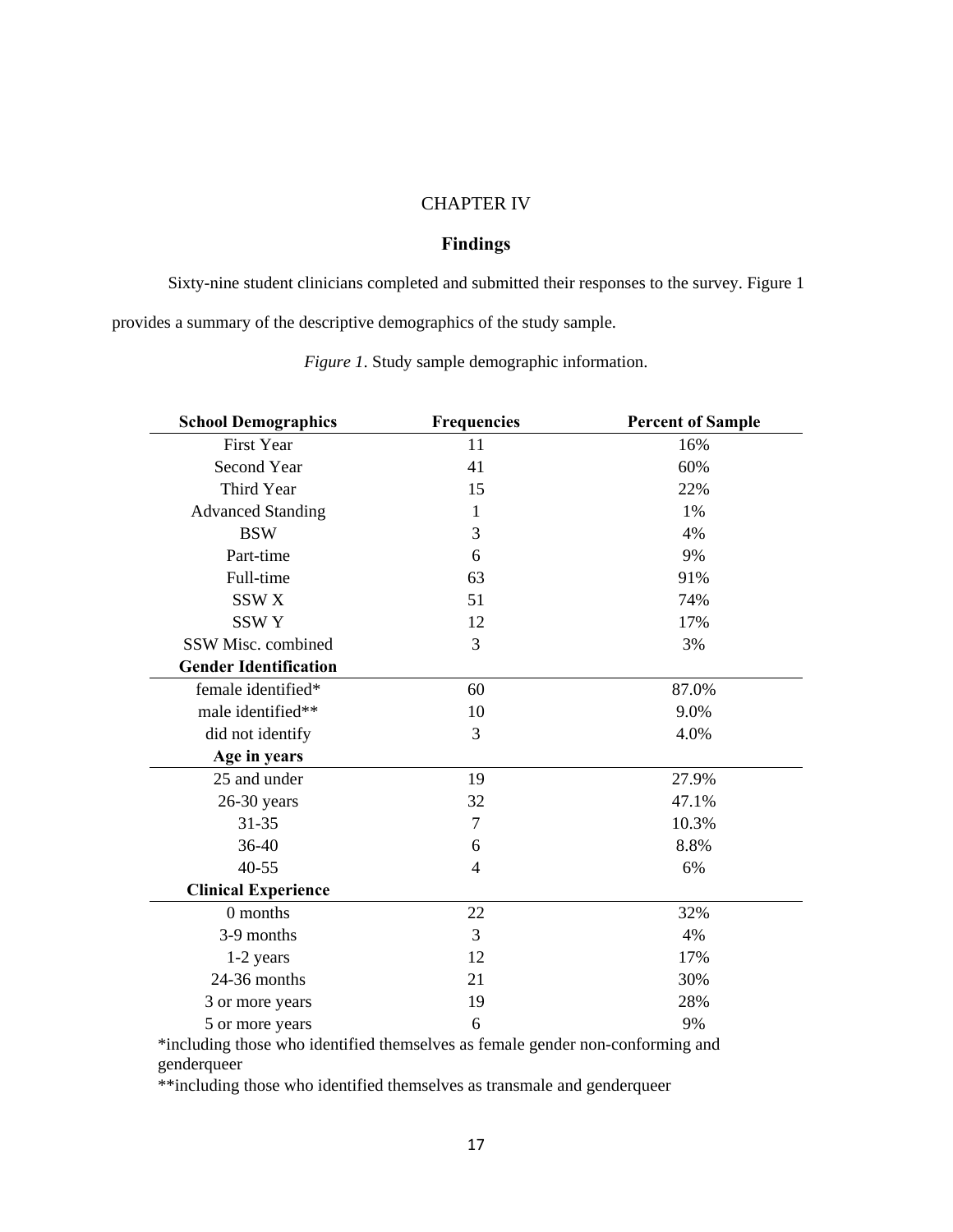# CHAPTER IV

## Findings

Sixty-nine student clinicians completed and submitted their responses to the survey. Figure 1 provides a summary of the descriptive demographics of the study sample.

*Figure 1*. Study sample demographic information.

| School Demographics | Frequencies | Percent of Sample |
|---|---|---|
| First Year | 11 | 16% |
| Second Year | 41 | 60% |
| Third Year | 15 | 22% |
| Advanced Standing | 1 | 1% |
| BSW | 3 | 4% |
| Part-time | 6 | 9% |
| Full-time | 63 | 91% |
| SSW X | 51 | 74% |
| SSW Y | 12 | 17% |
| SSW Misc. combined | 3 | 3% |
| **Gender Identification** | | |
| female identified* | 60 | 87.0% |
| male identified** | 10 | 9.0% |
| did not identify | 3 | 4.0% |
| **Age in years** | | |
| 25 and under | 19 | 27.9% |
| 26-30 years | 32 | 47.1% |
| 31-35 | 7 | 10.3% |
| 36-40 | 6 | 8.8% |
| 40-55 | 4 | 6% |
| **Clinical Experience** | | |
| 0 months | 22 | 32% |
| 3-9 months | 3 | 4% |
| 1-2 years | 12 | 17% |
| 24-36 months | 21 | 30% |
| 3 or more years | 19 | 28% |
| 5 or more years | 6 | 9% |

*including those who identified themselves as female gender non-conforming and genderqueer

**including those who identified themselves as transmale and genderqueer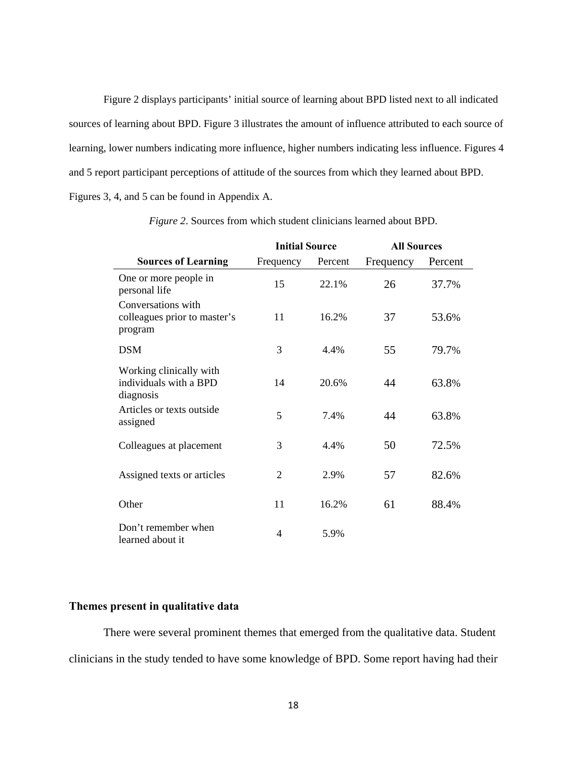Figure 2 displays participants' initial source of learning about BPD listed next to all indicated sources of learning about BPD. Figure 3 illustrates the amount of influence attributed to each source of learning, lower numbers indicating more influence, higher numbers indicating less influence. Figures 4 and 5 report participant perceptions of attitude of the sources from which they learned about BPD. Figures 3, 4, and 5 can be found in Appendix A.

*Figure 2*. Sources from which student clinicians learned about BPD.

| | **Initial Source** | | **All Sources** | |
|---|---|---|---|---|
| **Sources of Learning** | Frequency | Percent | Frequency | Percent |
| One or more people in personal life | 15 | 22.1% | 26 | 37.7% |
| Conversations with colleagues prior to master's program | 11 | 16.2% | 37 | 53.6% |
| DSM | 3 | 4.4% | 55 | 79.7% |
| Working clinically with individuals with a BPD diagnosis | 14 | 20.6% | 44 | 63.8% |
| Articles or texts outside assigned | 5 | 7.4% | 44 | 63.8% |
| Colleagues at placement | 3 | 4.4% | 50 | 72.5% |
| Assigned texts or articles | 2 | 2.9% | 57 | 82.6% |
| Other | 11 | 16.2% | 61 | 88.4% |
| Don't remember when learned about it | 4 | 5.9% | | |

### Themes present in qualitative data

There were several prominent themes that emerged from the qualitative data. Student clinicians in the study tended to have some knowledge of BPD. Some report having had their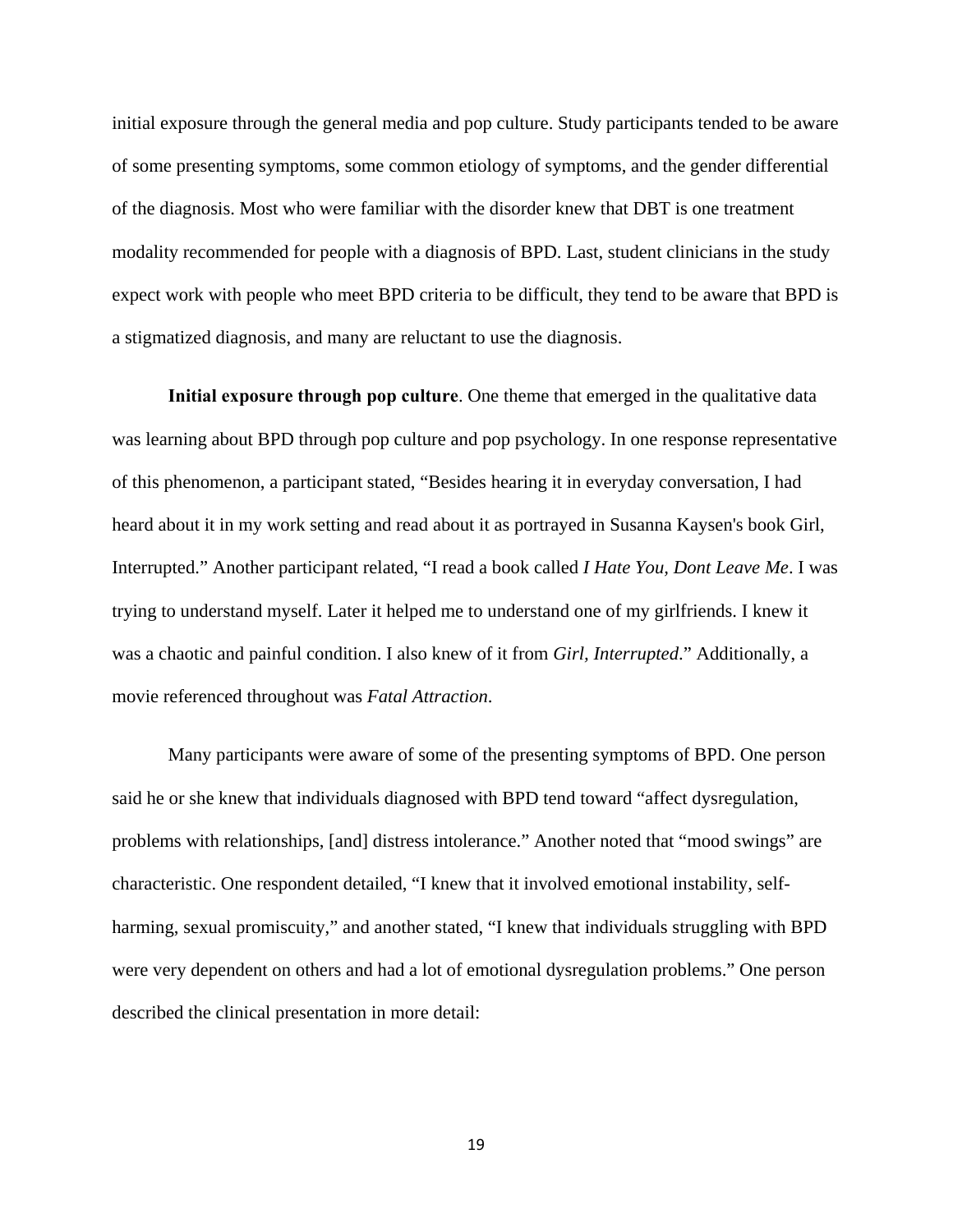initial exposure through the general media and pop culture. Study participants tended to be aware of some presenting symptoms, some common etiology of symptoms, and the gender differential of the diagnosis. Most who were familiar with the disorder knew that DBT is one treatment modality recommended for people with a diagnosis of BPD. Last, student clinicians in the study expect work with people who meet BPD criteria to be difficult, they tend to be aware that BPD is a stigmatized diagnosis, and many are reluctant to use the diagnosis.

**Initial exposure through pop culture**. One theme that emerged in the qualitative data was learning about BPD through pop culture and pop psychology. In one response representative of this phenomenon, a participant stated, "Besides hearing it in everyday conversation, I had heard about it in my work setting and read about it as portrayed in Susanna Kaysen's book Girl, Interrupted." Another participant related, "I read a book called *I Hate You, Dont Leave Me*. I was trying to understand myself. Later it helped me to understand one of my girlfriends. I knew it was a chaotic and painful condition. I also knew of it from *Girl, Interrupted*." Additionally, a movie referenced throughout was *Fatal Attraction*.

Many participants were aware of some of the presenting symptoms of BPD. One person said he or she knew that individuals diagnosed with BPD tend toward "affect dysregulation, problems with relationships, [and] distress intolerance." Another noted that "mood swings" are characteristic. One respondent detailed, "I knew that it involved emotional instability, self-harming, sexual promiscuity," and another stated, "I knew that individuals struggling with BPD were very dependent on others and had a lot of emotional dysregulation problems." One person described the clinical presentation in more detail: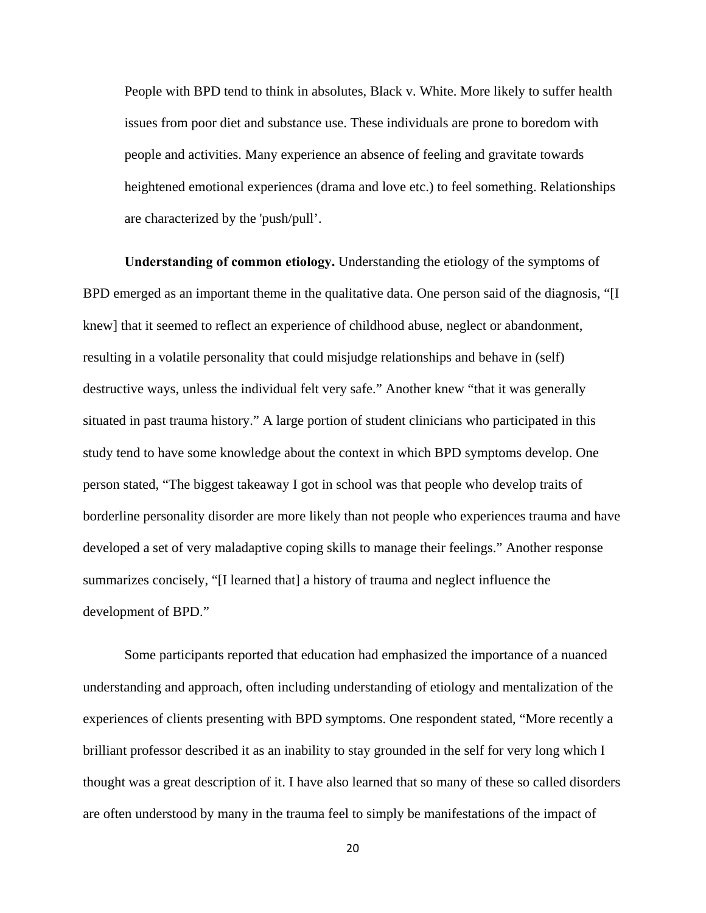> People with BPD tend to think in absolutes, Black v. White. More likely to suffer health issues from poor diet and substance use. These individuals are prone to boredom with people and activities. Many experience an absence of feeling and gravitate towards heightened emotional experiences (drama and love etc.) to feel something. Relationships are characterized by the 'push/pull'.

**Understanding of common etiology.** Understanding the etiology of the symptoms of BPD emerged as an important theme in the qualitative data. One person said of the diagnosis, "[I knew] that it seemed to reflect an experience of childhood abuse, neglect or abandonment, resulting in a volatile personality that could misjudge relationships and behave in (self) destructive ways, unless the individual felt very safe." Another knew "that it was generally situated in past trauma history." A large portion of student clinicians who participated in this study tend to have some knowledge about the context in which BPD symptoms develop. One person stated, "The biggest takeaway I got in school was that people who develop traits of borderline personality disorder are more likely than not people who experiences trauma and have developed a set of very maladaptive coping skills to manage their feelings." Another response summarizes concisely, "[I learned that] a history of trauma and neglect influence the development of BPD."

Some participants reported that education had emphasized the importance of a nuanced understanding and approach, often including understanding of etiology and mentalization of the experiences of clients presenting with BPD symptoms. One respondent stated, "More recently a brilliant professor described it as an inability to stay grounded in the self for very long which I thought was a great description of it. I have also learned that so many of these so called disorders are often understood by many in the trauma feel to simply be manifestations of the impact of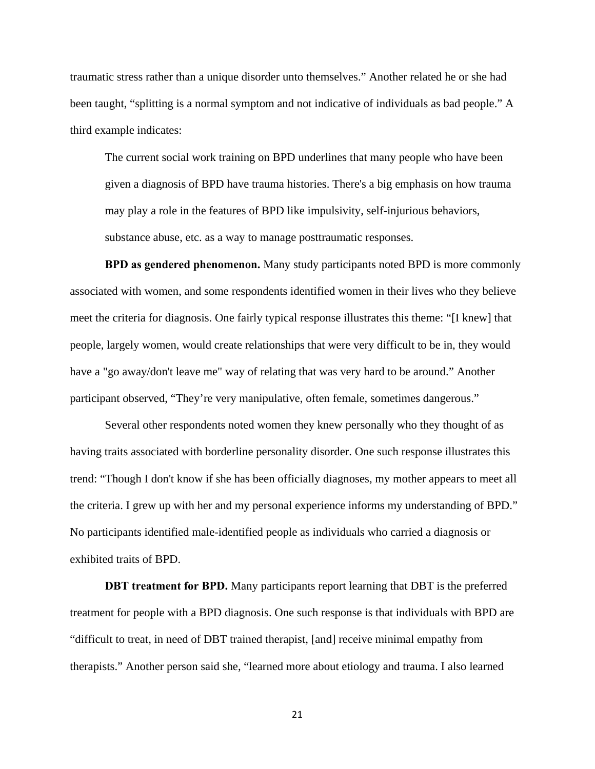traumatic stress rather than a unique disorder unto themselves." Another related he or she had been taught, "splitting is a normal symptom and not indicative of individuals as bad people." A third example indicates:

> The current social work training on BPD underlines that many people who have been given a diagnosis of BPD have trauma histories. There's a big emphasis on how trauma may play a role in the features of BPD like impulsivity, self-injurious behaviors, substance abuse, etc. as a way to manage posttraumatic responses.

**BPD as gendered phenomenon.** Many study participants noted BPD is more commonly associated with women, and some respondents identified women in their lives who they believe meet the criteria for diagnosis. One fairly typical response illustrates this theme: "[I knew] that people, largely women, would create relationships that were very difficult to be in, they would have a "go away/don't leave me" way of relating that was very hard to be around." Another participant observed, "They're very manipulative, often female, sometimes dangerous."

Several other respondents noted women they knew personally who they thought of as having traits associated with borderline personality disorder. One such response illustrates this trend: "Though I don't know if she has been officially diagnoses, my mother appears to meet all the criteria. I grew up with her and my personal experience informs my understanding of BPD." No participants identified male-identified people as individuals who carried a diagnosis or exhibited traits of BPD.

**DBT treatment for BPD.** Many participants report learning that DBT is the preferred treatment for people with a BPD diagnosis. One such response is that individuals with BPD are "difficult to treat, in need of DBT trained therapist, [and] receive minimal empathy from therapists." Another person said she, "learned more about etiology and trauma. I also learned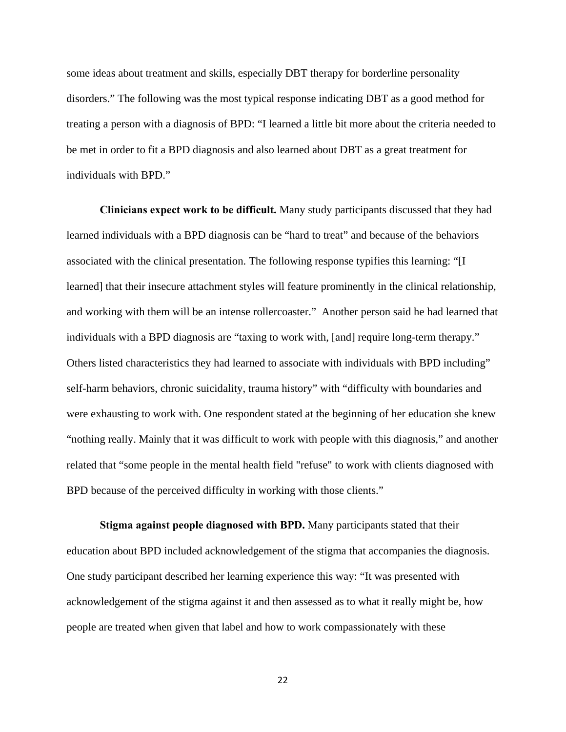some ideas about treatment and skills, especially DBT therapy for borderline personality disorders." The following was the most typical response indicating DBT as a good method for treating a person with a diagnosis of BPD: "I learned a little bit more about the criteria needed to be met in order to fit a BPD diagnosis and also learned about DBT as a great treatment for individuals with BPD."

**Clinicians expect work to be difficult.** Many study participants discussed that they had learned individuals with a BPD diagnosis can be "hard to treat" and because of the behaviors associated with the clinical presentation. The following response typifies this learning: "[I learned] that their insecure attachment styles will feature prominently in the clinical relationship, and working with them will be an intense rollercoaster." Another person said he had learned that individuals with a BPD diagnosis are "taxing to work with, [and] require long-term therapy." Others listed characteristics they had learned to associate with individuals with BPD including" self-harm behaviors, chronic suicidality, trauma history" with "difficulty with boundaries and were exhausting to work with. One respondent stated at the beginning of her education she knew "nothing really. Mainly that it was difficult to work with people with this diagnosis," and another related that "some people in the mental health field "refuse" to work with clients diagnosed with BPD because of the perceived difficulty in working with those clients."

**Stigma against people diagnosed with BPD.** Many participants stated that their education about BPD included acknowledgement of the stigma that accompanies the diagnosis. One study participant described her learning experience this way: "It was presented with acknowledgement of the stigma against it and then assessed as to what it really might be, how people are treated when given that label and how to work compassionately with these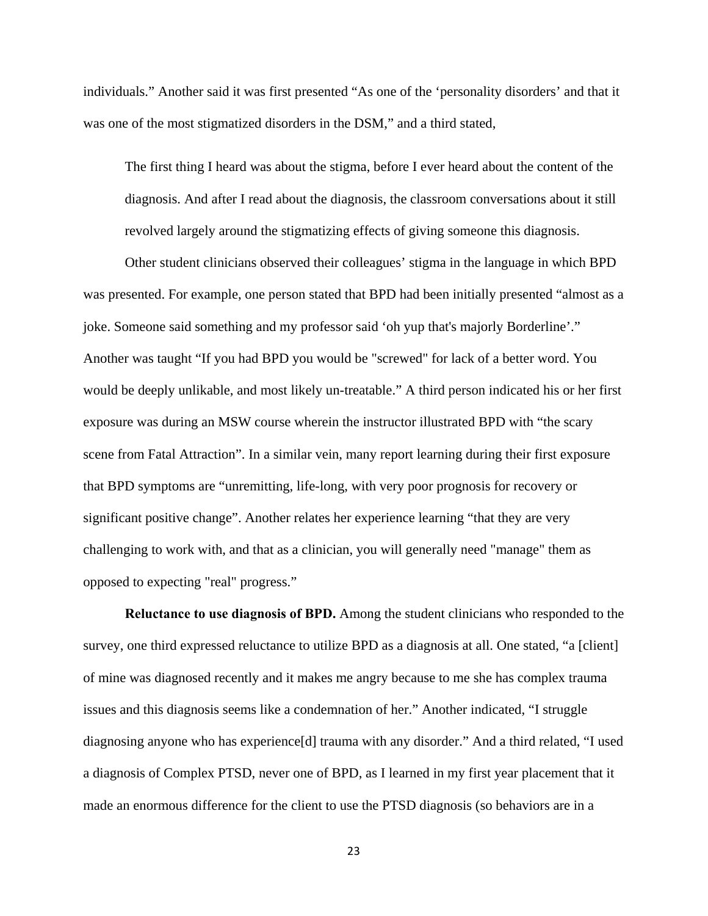individuals." Another said it was first presented "As one of the 'personality disorders' and that it was one of the most stigmatized disorders in the DSM," and a third stated,

> The first thing I heard was about the stigma, before I ever heard about the content of the diagnosis. And after I read about the diagnosis, the classroom conversations about it still revolved largely around the stigmatizing effects of giving someone this diagnosis.

Other student clinicians observed their colleagues' stigma in the language in which BPD was presented. For example, one person stated that BPD had been initially presented "almost as a joke. Someone said something and my professor said 'oh yup that's majorly Borderline'." Another was taught "If you had BPD you would be "screwed" for lack of a better word. You would be deeply unlikable, and most likely un-treatable." A third person indicated his or her first exposure was during an MSW course wherein the instructor illustrated BPD with "the scary scene from Fatal Attraction". In a similar vein, many report learning during their first exposure that BPD symptoms are "unremitting, life-long, with very poor prognosis for recovery or significant positive change". Another relates her experience learning "that they are very challenging to work with, and that as a clinician, you will generally need "manage" them as opposed to expecting "real" progress."

**Reluctance to use diagnosis of BPD.** Among the student clinicians who responded to the survey, one third expressed reluctance to utilize BPD as a diagnosis at all. One stated, "a [client] of mine was diagnosed recently and it makes me angry because to me she has complex trauma issues and this diagnosis seems like a condemnation of her." Another indicated, "I struggle diagnosing anyone who has experience[d] trauma with any disorder." And a third related, "I used a diagnosis of Complex PTSD, never one of BPD, as I learned in my first year placement that it made an enormous difference for the client to use the PTSD diagnosis (so behaviors are in a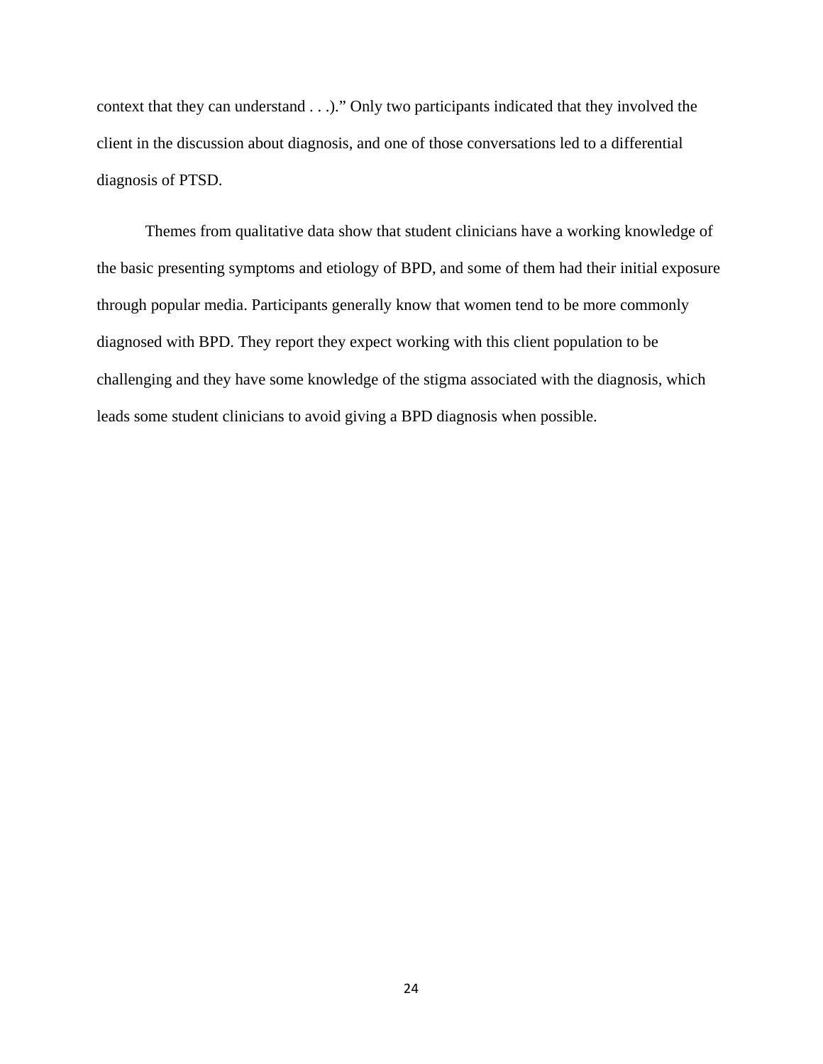context that they can understand . . .)." Only two participants indicated that they involved the client in the discussion about diagnosis, and one of those conversations led to a differential diagnosis of PTSD.

Themes from qualitative data show that student clinicians have a working knowledge of the basic presenting symptoms and etiology of BPD, and some of them had their initial exposure through popular media. Participants generally know that women tend to be more commonly diagnosed with BPD. They report they expect working with this client population to be challenging and they have some knowledge of the stigma associated with the diagnosis, which leads some student clinicians to avoid giving a BPD diagnosis when possible.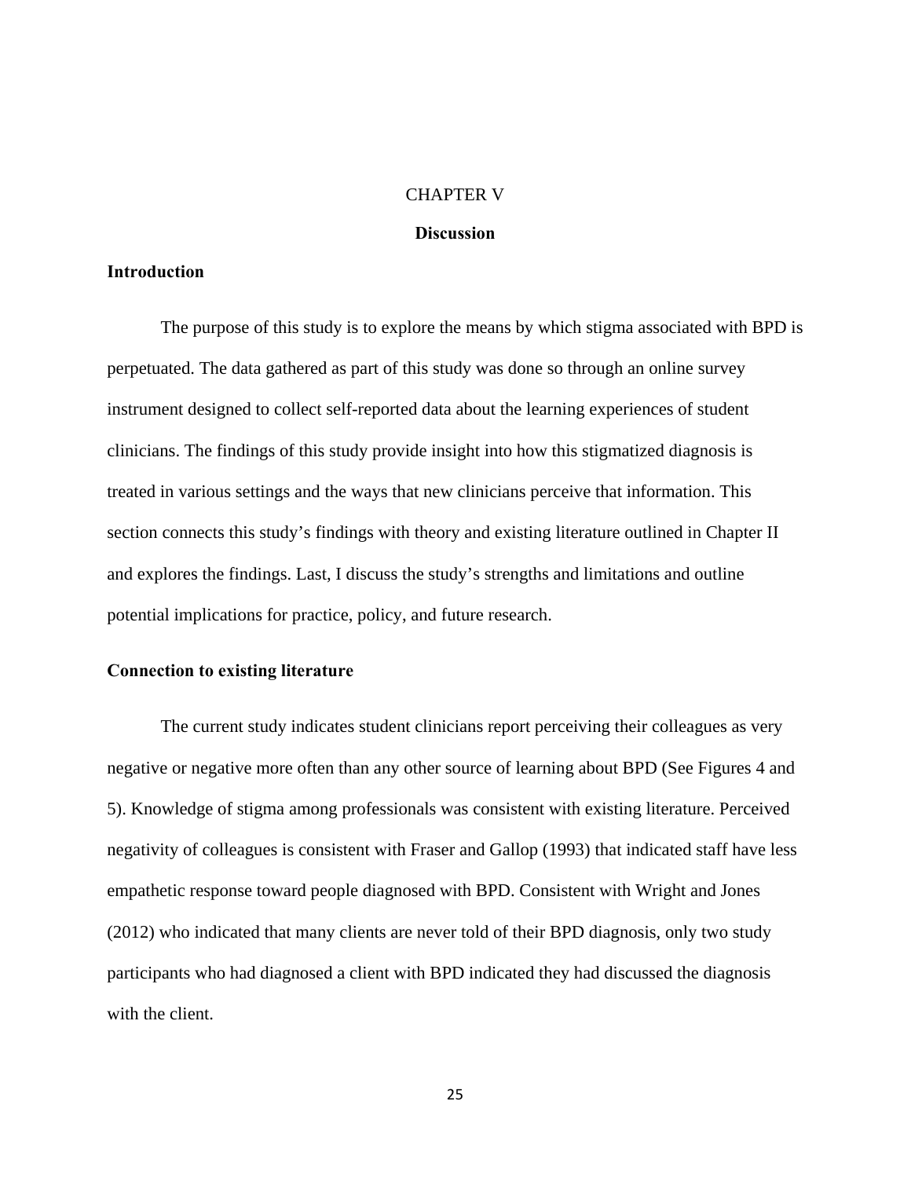# CHAPTER V

## Discussion

### Introduction

The purpose of this study is to explore the means by which stigma associated with BPD is perpetuated. The data gathered as part of this study was done so through an online survey instrument designed to collect self-reported data about the learning experiences of student clinicians. The findings of this study provide insight into how this stigmatized diagnosis is treated in various settings and the ways that new clinicians perceive that information. This section connects this study's findings with theory and existing literature outlined in Chapter II and explores the findings. Last, I discuss the study's strengths and limitations and outline potential implications for practice, policy, and future research.

### Connection to existing literature

The current study indicates student clinicians report perceiving their colleagues as very negative or negative more often than any other source of learning about BPD (See Figures 4 and 5). Knowledge of stigma among professionals was consistent with existing literature. Perceived negativity of colleagues is consistent with Fraser and Gallop (1993) that indicated staff have less empathetic response toward people diagnosed with BPD. Consistent with Wright and Jones (2012) who indicated that many clients are never told of their BPD diagnosis, only two study participants who had diagnosed a client with BPD indicated they had discussed the diagnosis with the client.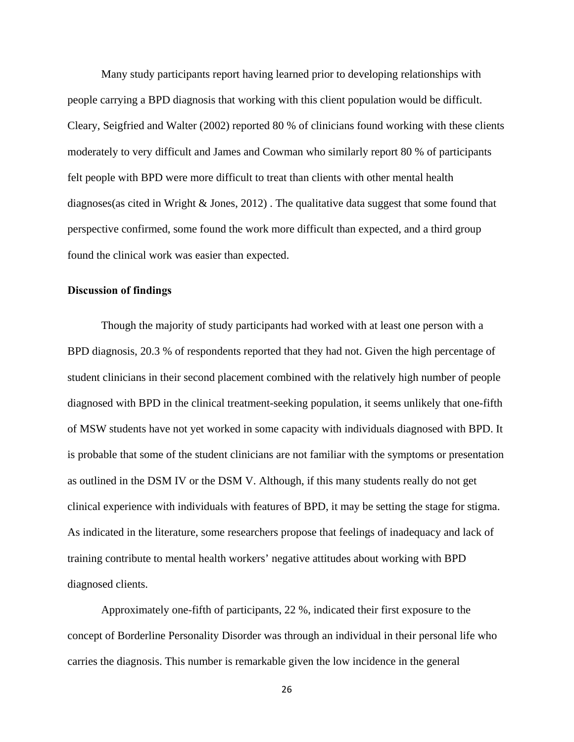Many study participants report having learned prior to developing relationships with people carrying a BPD diagnosis that working with this client population would be difficult. Cleary, Seigfried and Walter (2002) reported 80 % of clinicians found working with these clients moderately to very difficult and James and Cowman who similarly report 80 % of participants felt people with BPD were more difficult to treat than clients with other mental health diagnoses(as cited in Wright & Jones, 2012) . The qualitative data suggest that some found that perspective confirmed, some found the work more difficult than expected, and a third group found the clinical work was easier than expected.

**Discussion of findings**

Though the majority of study participants had worked with at least one person with a BPD diagnosis, 20.3 % of respondents reported that they had not. Given the high percentage of student clinicians in their second placement combined with the relatively high number of people diagnosed with BPD in the clinical treatment-seeking population, it seems unlikely that one-fifth of MSW students have not yet worked in some capacity with individuals diagnosed with BPD. It is probable that some of the student clinicians are not familiar with the symptoms or presentation as outlined in the DSM IV or the DSM V. Although, if this many students really do not get clinical experience with individuals with features of BPD, it may be setting the stage for stigma. As indicated in the literature, some researchers propose that feelings of inadequacy and lack of training contribute to mental health workers' negative attitudes about working with BPD diagnosed clients.

Approximately one-fifth of participants, 22 %, indicated their first exposure to the concept of Borderline Personality Disorder was through an individual in their personal life who carries the diagnosis. This number is remarkable given the low incidence in the general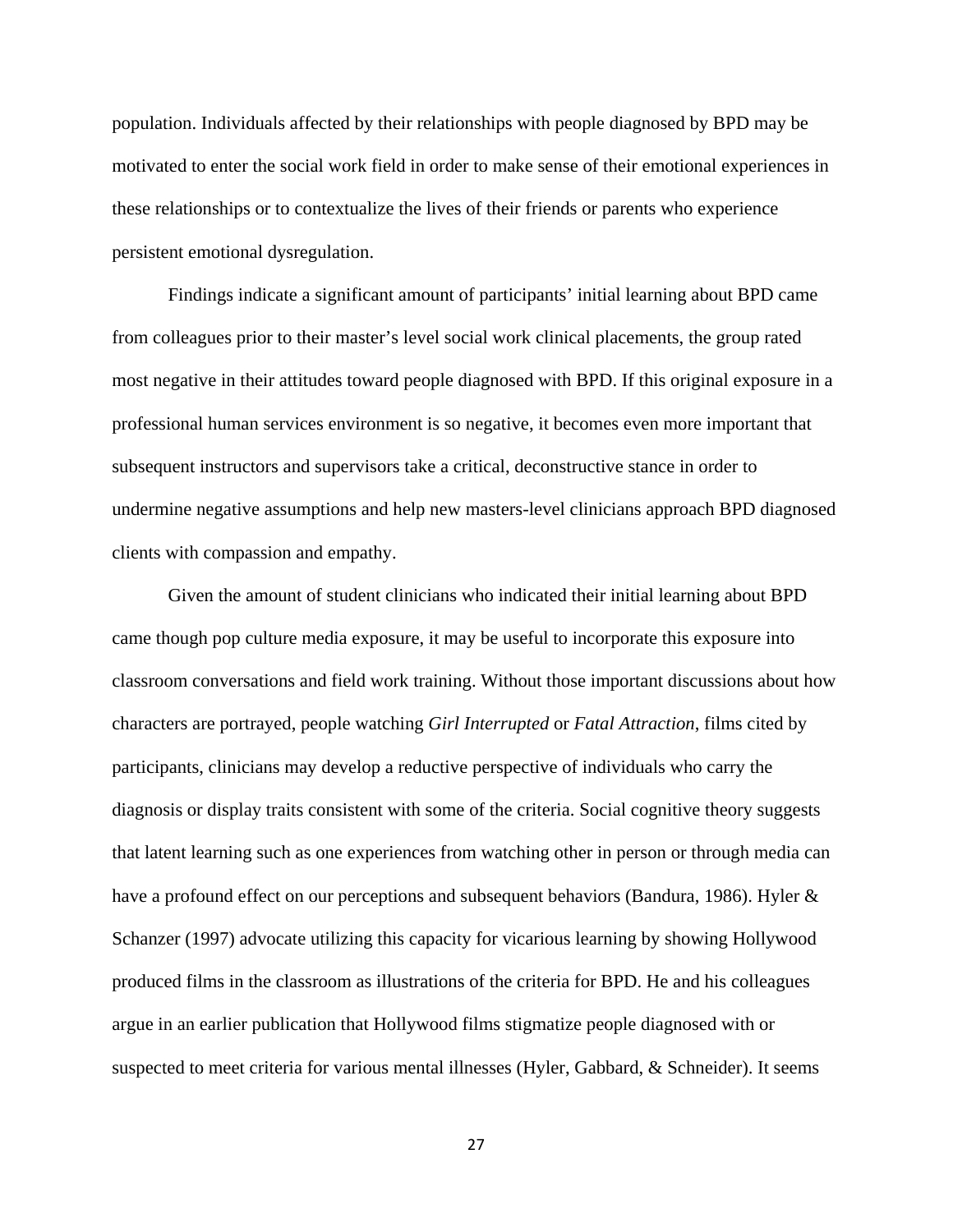population. Individuals affected by their relationships with people diagnosed by BPD may be motivated to enter the social work field in order to make sense of their emotional experiences in these relationships or to contextualize the lives of their friends or parents who experience persistent emotional dysregulation.

Findings indicate a significant amount of participants' initial learning about BPD came from colleagues prior to their master's level social work clinical placements, the group rated most negative in their attitudes toward people diagnosed with BPD. If this original exposure in a professional human services environment is so negative, it becomes even more important that subsequent instructors and supervisors take a critical, deconstructive stance in order to undermine negative assumptions and help new masters-level clinicians approach BPD diagnosed clients with compassion and empathy.

Given the amount of student clinicians who indicated their initial learning about BPD came though pop culture media exposure, it may be useful to incorporate this exposure into classroom conversations and field work training. Without those important discussions about how characters are portrayed, people watching *Girl Interrupted* or *Fatal Attraction*, films cited by participants, clinicians may develop a reductive perspective of individuals who carry the diagnosis or display traits consistent with some of the criteria. Social cognitive theory suggests that latent learning such as one experiences from watching other in person or through media can have a profound effect on our perceptions and subsequent behaviors (Bandura, 1986). Hyler & Schanzer (1997) advocate utilizing this capacity for vicarious learning by showing Hollywood produced films in the classroom as illustrations of the criteria for BPD. He and his colleagues argue in an earlier publication that Hollywood films stigmatize people diagnosed with or suspected to meet criteria for various mental illnesses (Hyler, Gabbard, & Schneider). It seems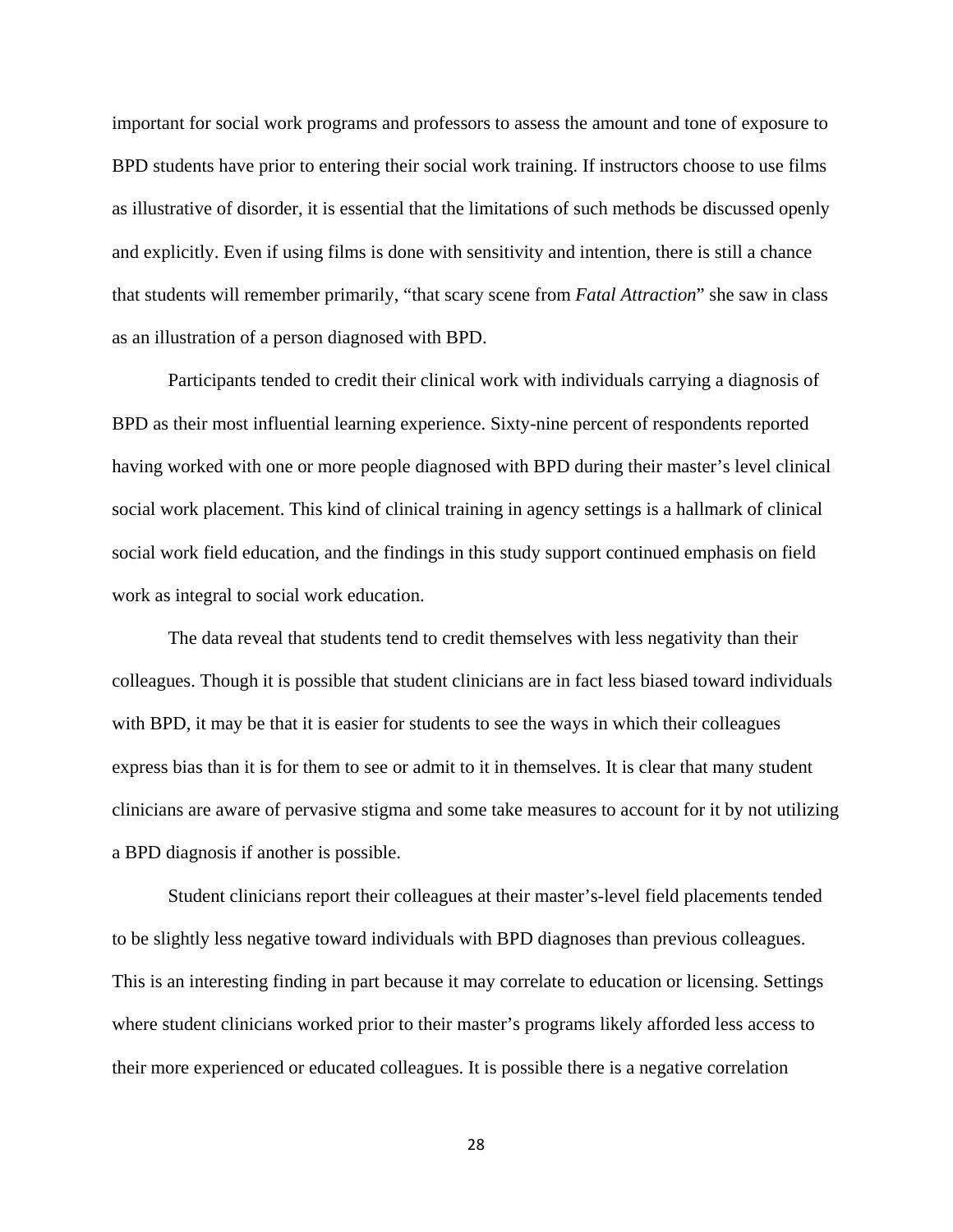important for social work programs and professors to assess the amount and tone of exposure to BPD students have prior to entering their social work training. If instructors choose to use films as illustrative of disorder, it is essential that the limitations of such methods be discussed openly and explicitly. Even if using films is done with sensitivity and intention, there is still a chance that students will remember primarily, “that scary scene from *Fatal Attraction*” she saw in class as an illustration of a person diagnosed with BPD.

Participants tended to credit their clinical work with individuals carrying a diagnosis of BPD as their most influential learning experience. Sixty-nine percent of respondents reported having worked with one or more people diagnosed with BPD during their master’s level clinical social work placement. This kind of clinical training in agency settings is a hallmark of clinical social work field education, and the findings in this study support continued emphasis on field work as integral to social work education.

The data reveal that students tend to credit themselves with less negativity than their colleagues. Though it is possible that student clinicians are in fact less biased toward individuals with BPD, it may be that it is easier for students to see the ways in which their colleagues express bias than it is for them to see or admit to it in themselves. It is clear that many student clinicians are aware of pervasive stigma and some take measures to account for it by not utilizing a BPD diagnosis if another is possible.

Student clinicians report their colleagues at their master’s-level field placements tended to be slightly less negative toward individuals with BPD diagnoses than previous colleagues. This is an interesting finding in part because it may correlate to education or licensing. Settings where student clinicians worked prior to their master’s programs likely afforded less access to their more experienced or educated colleagues. It is possible there is a negative correlation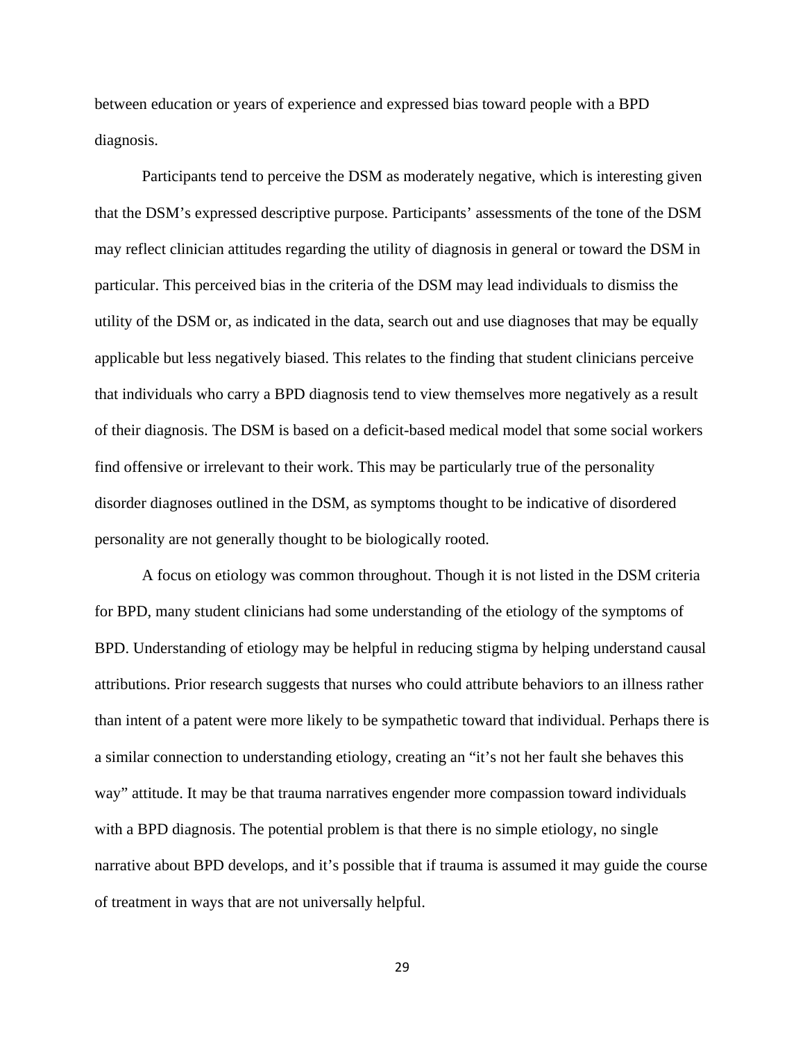between education or years of experience and expressed bias toward people with a BPD diagnosis.

Participants tend to perceive the DSM as moderately negative, which is interesting given that the DSM's expressed descriptive purpose. Participants' assessments of the tone of the DSM may reflect clinician attitudes regarding the utility of diagnosis in general or toward the DSM in particular. This perceived bias in the criteria of the DSM may lead individuals to dismiss the utility of the DSM or, as indicated in the data, search out and use diagnoses that may be equally applicable but less negatively biased. This relates to the finding that student clinicians perceive that individuals who carry a BPD diagnosis tend to view themselves more negatively as a result of their diagnosis. The DSM is based on a deficit-based medical model that some social workers find offensive or irrelevant to their work. This may be particularly true of the personality disorder diagnoses outlined in the DSM, as symptoms thought to be indicative of disordered personality are not generally thought to be biologically rooted.

A focus on etiology was common throughout. Though it is not listed in the DSM criteria for BPD, many student clinicians had some understanding of the etiology of the symptoms of BPD. Understanding of etiology may be helpful in reducing stigma by helping understand causal attributions. Prior research suggests that nurses who could attribute behaviors to an illness rather than intent of a patent were more likely to be sympathetic toward that individual. Perhaps there is a similar connection to understanding etiology, creating an "it's not her fault she behaves this way" attitude. It may be that trauma narratives engender more compassion toward individuals with a BPD diagnosis. The potential problem is that there is no simple etiology, no single narrative about BPD develops, and it's possible that if trauma is assumed it may guide the course of treatment in ways that are not universally helpful.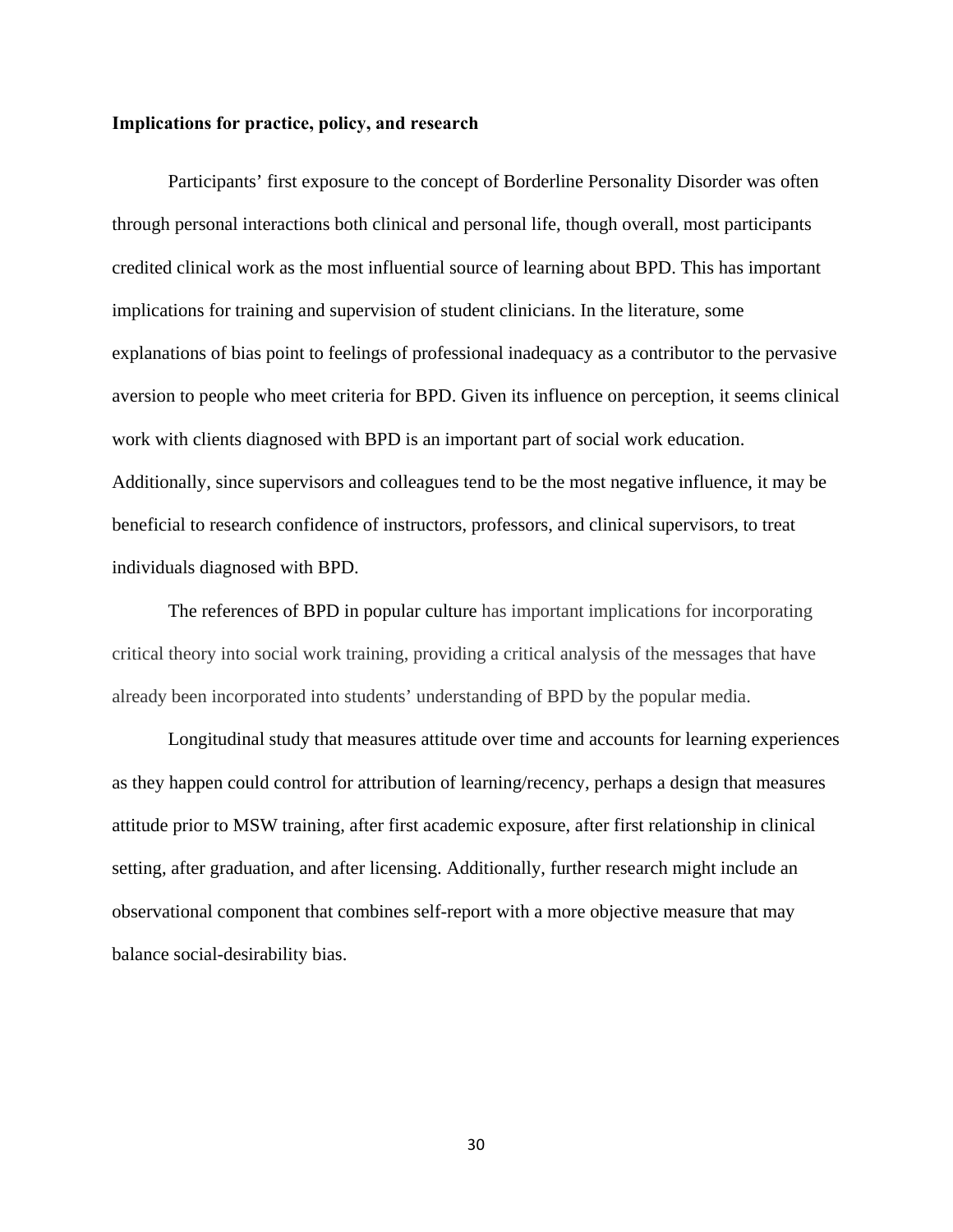**Implications for practice, policy, and research**

Participants' first exposure to the concept of Borderline Personality Disorder was often through personal interactions both clinical and personal life, though overall, most participants credited clinical work as the most influential source of learning about BPD. This has important implications for training and supervision of student clinicians. In the literature, some explanations of bias point to feelings of professional inadequacy as a contributor to the pervasive aversion to people who meet criteria for BPD. Given its influence on perception, it seems clinical work with clients diagnosed with BPD is an important part of social work education. Additionally, since supervisors and colleagues tend to be the most negative influence, it may be beneficial to research confidence of instructors, professors, and clinical supervisors, to treat individuals diagnosed with BPD.

The references of BPD in popular culture has important implications for incorporating critical theory into social work training, providing a critical analysis of the messages that have already been incorporated into students' understanding of BPD by the popular media.

Longitudinal study that measures attitude over time and accounts for learning experiences as they happen could control for attribution of learning/recency, perhaps a design that measures attitude prior to MSW training, after first academic exposure, after first relationship in clinical setting, after graduation, and after licensing. Additionally, further research might include an observational component that combines self-report with a more objective measure that may balance social-desirability bias.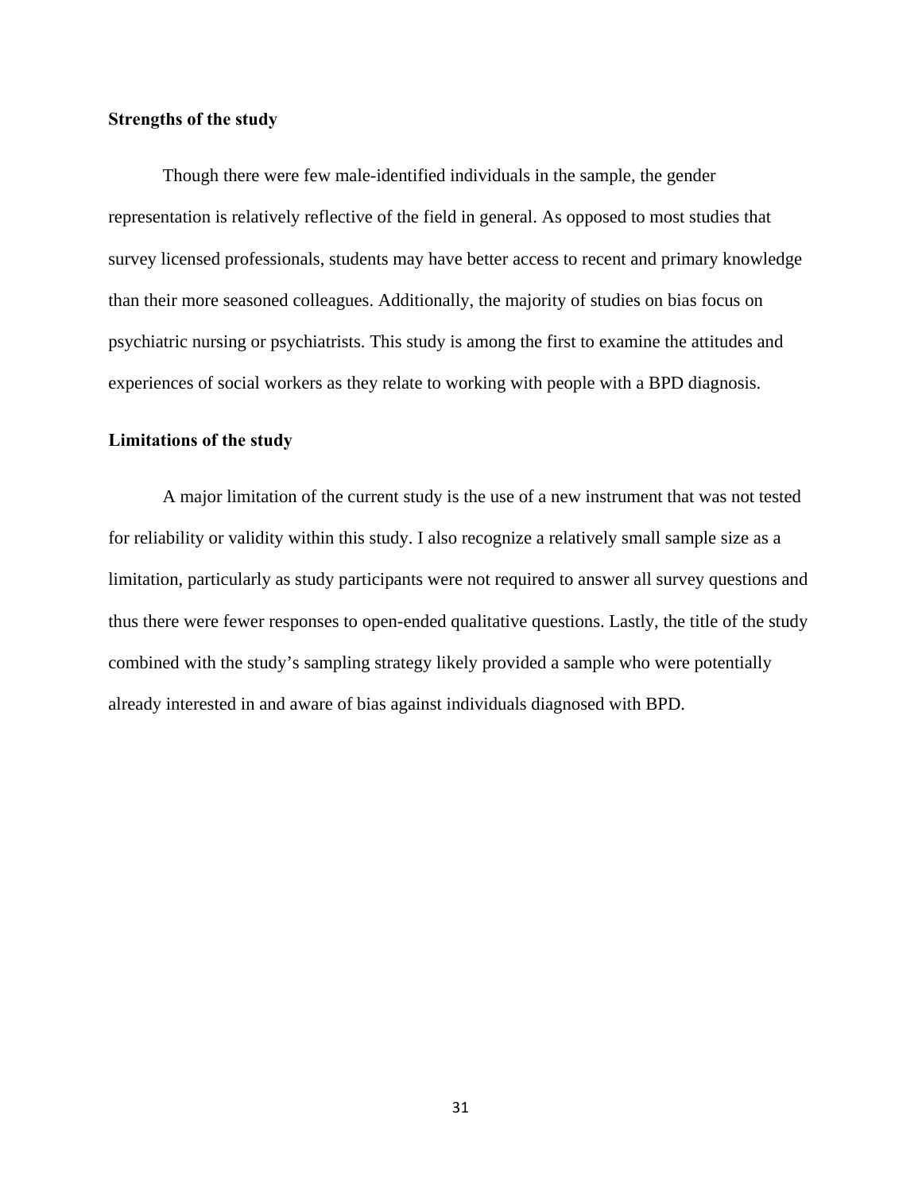**Strengths of the study**

Though there were few male-identified individuals in the sample, the gender representation is relatively reflective of the field in general. As opposed to most studies that survey licensed professionals, students may have better access to recent and primary knowledge than their more seasoned colleagues. Additionally, the majority of studies on bias focus on psychiatric nursing or psychiatrists. This study is among the first to examine the attitudes and experiences of social workers as they relate to working with people with a BPD diagnosis.

**Limitations of the study**

A major limitation of the current study is the use of a new instrument that was not tested for reliability or validity within this study. I also recognize a relatively small sample size as a limitation, particularly as study participants were not required to answer all survey questions and thus there were fewer responses to open-ended qualitative questions. Lastly, the title of the study combined with the study's sampling strategy likely provided a sample who were potentially already interested in and aware of bias against individuals diagnosed with BPD.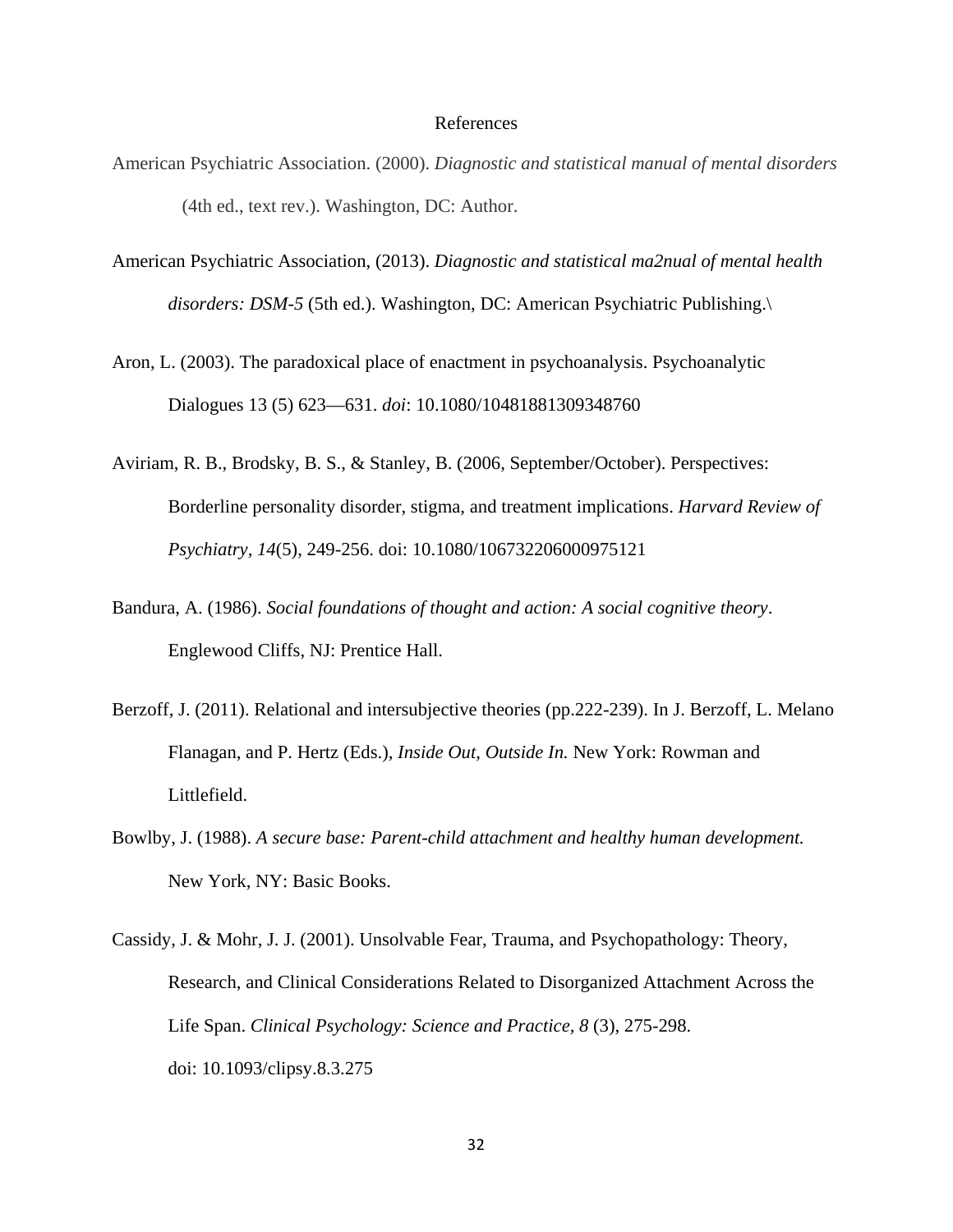# References

American Psychiatric Association. (2000). *Diagnostic and statistical manual of mental disorders* (4th ed., text rev.). Washington, DC: Author.

American Psychiatric Association, (2013). *Diagnostic and statistical ma2nual of mental health disorders: DSM-5* (5th ed.). Washington, DC: American Psychiatric Publishing.\

Aron, L. (2003). The paradoxical place of enactment in psychoanalysis. Psychoanalytic Dialogues 13 (5) 623—631. *doi*: 10.1080/10481881309348760

Aviriam, R. B., Brodsky, B. S., & Stanley, B. (2006, September/October). Perspectives: Borderline personality disorder, stigma, and treatment implications. *Harvard Review of Psychiatry, 14*(5), 249-256. doi: 10.1080/106732206000975121

Bandura, A. (1986). *Social foundations of thought and action: A social cognitive theory*. Englewood Cliffs, NJ: Prentice Hall.

Berzoff, J. (2011). Relational and intersubjective theories (pp.222-239). In J. Berzoff, L. Melano Flanagan, and P. Hertz (Eds.), *Inside Out, Outside In.* New York: Rowman and Littlefield.

Bowlby, J. (1988). *A secure base: Parent-child attachment and healthy human development.* New York, NY: Basic Books.

Cassidy, J. & Mohr, J. J. (2001). Unsolvable Fear, Trauma, and Psychopathology: Theory, Research, and Clinical Considerations Related to Disorganized Attachment Across the Life Span. *Clinical Psychology: Science and Practice, 8* (3), 275-298. doi: 10.1093/clipsy.8.3.275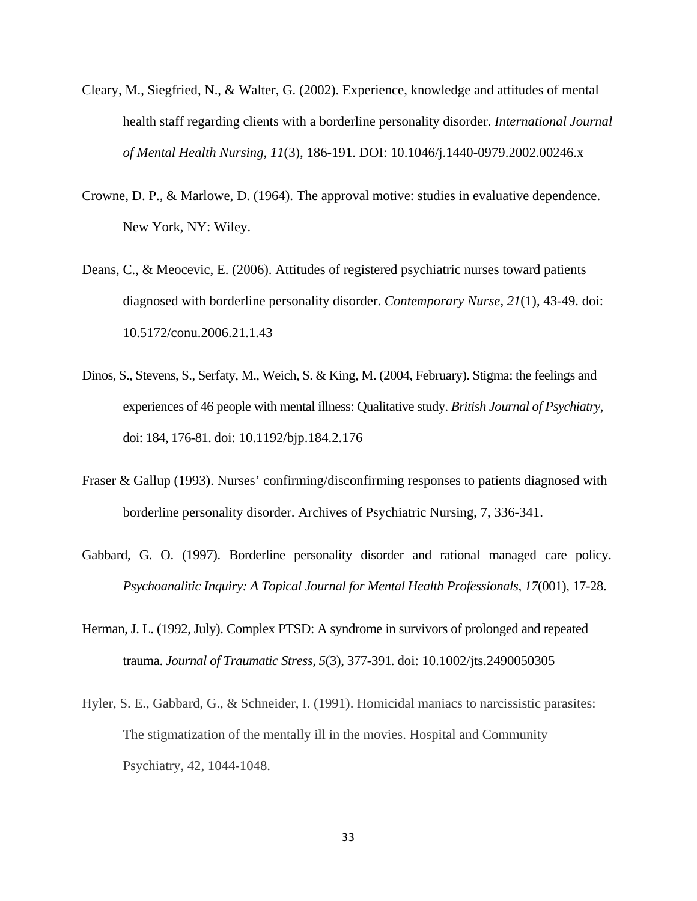Cleary, M., Siegfried, N., & Walter, G. (2002). Experience, knowledge and attitudes of mental health staff regarding clients with a borderline personality disorder. *International Journal of Mental Health Nursing, 11*(3), 186-191. DOI: 10.1046/j.1440-0979.2002.00246.x

Crowne, D. P., & Marlowe, D. (1964). The approval motive: studies in evaluative dependence. New York, NY: Wiley.

Deans, C., & Meocevic, E. (2006). Attitudes of registered psychiatric nurses toward patients diagnosed with borderline personality disorder. *Contemporary Nurse, 21*(1), 43-49. doi: 10.5172/conu.2006.21.1.43

Dinos, S., Stevens, S., Serfaty, M., Weich, S. & King, M. (2004, February). Stigma: the feelings and experiences of 46 people with mental illness: Qualitative study. *British Journal of Psychiatry*, doi: 184, 176-81. doi: 10.1192/bjp.184.2.176

Fraser & Gallup (1993). Nurses' confirming/disconfirming responses to patients diagnosed with borderline personality disorder. Archives of Psychiatric Nursing, 7, 336-341.

Gabbard, G. O. (1997). Borderline personality disorder and rational managed care policy. *Psychoanalitic Inquiry: A Topical Journal for Mental Health Professionals*, *17*(001), 17-28.

Herman, J. L. (1992, July). Complex PTSD: A syndrome in survivors of prolonged and repeated trauma. *Journal of Traumatic Stress, 5*(3), 377-391. doi: 10.1002/jts.2490050305

Hyler, S. E., Gabbard, G., & Schneider, I. (1991). Homicidal maniacs to narcissistic parasites: The stigmatization of the mentally ill in the movies. Hospital and Community Psychiatry, 42, 1044-1048.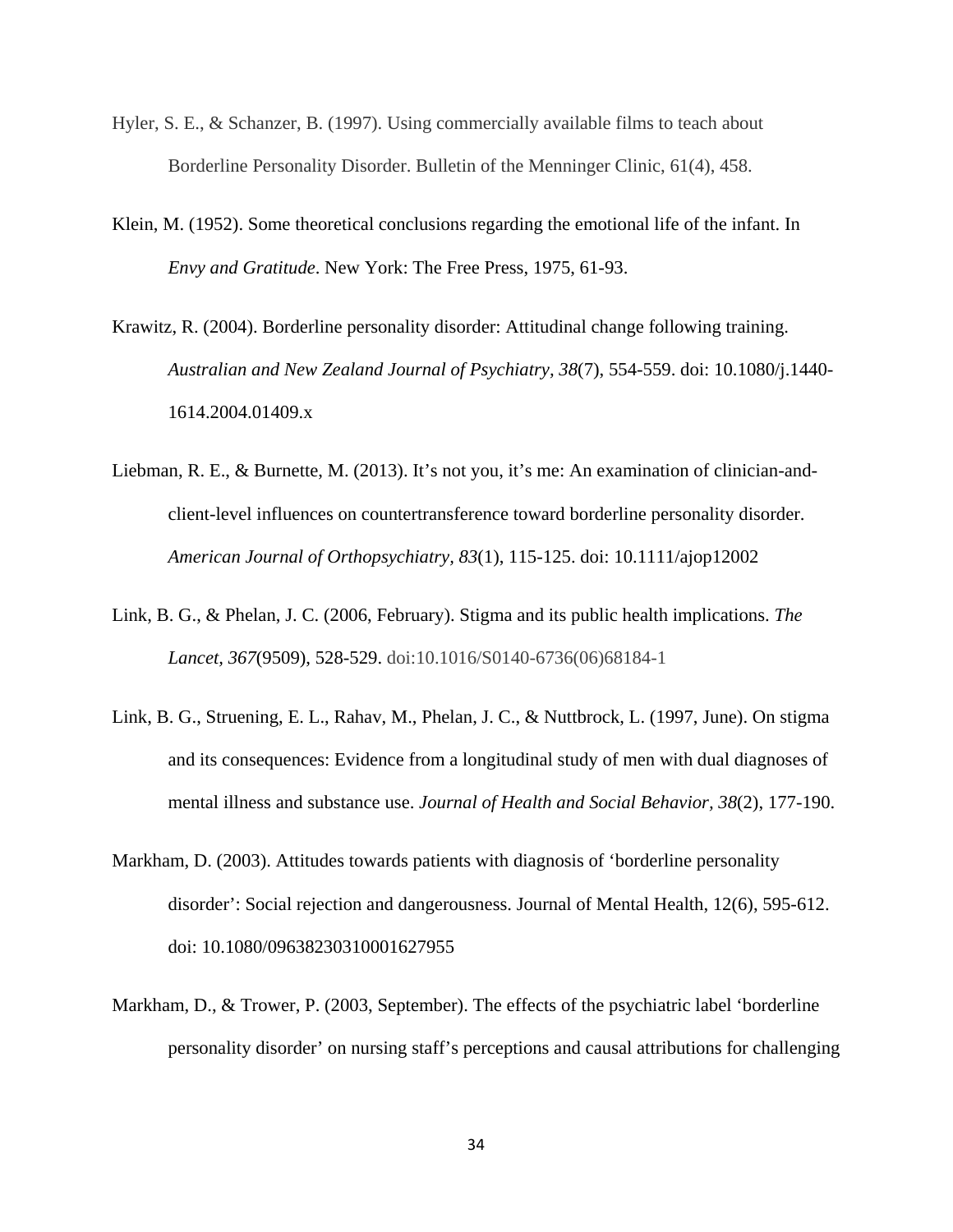Hyler, S. E., & Schanzer, B. (1997). Using commercially available films to teach about Borderline Personality Disorder. Bulletin of the Menninger Clinic, 61(4), 458.

Klein, M. (1952). Some theoretical conclusions regarding the emotional life of the infant. In *Envy and Gratitude*. New York: The Free Press, 1975, 61-93.

Krawitz, R. (2004). Borderline personality disorder: Attitudinal change following training. *Australian and New Zealand Journal of Psychiatry*, *38*(7), 554-559. doi: 10.1080/j.1440-1614.2004.01409.x

Liebman, R. E., & Burnette, M. (2013). It's not you, it's me: An examination of clinician-and-client-level influences on countertransference toward borderline personality disorder. *American Journal of Orthopsychiatry*, *83*(1), 115-125. doi: 10.1111/ajop12002

Link, B. G., & Phelan, J. C. (2006, February). Stigma and its public health implications. *The Lancet*, *367*(9509), 528-529. doi:10.1016/S0140-6736(06)68184-1

Link, B. G., Struening, E. L., Rahav, M., Phelan, J. C., & Nuttbrock, L. (1997, June). On stigma and its consequences: Evidence from a longitudinal study of men with dual diagnoses of mental illness and substance use. *Journal of Health and Social Behavior*, *38*(2), 177-190.

Markham, D. (2003). Attitudes towards patients with diagnosis of 'borderline personality disorder': Social rejection and dangerousness. Journal of Mental Health, 12(6), 595-612. doi: 10.1080/09638230310001627955

Markham, D., & Trower, P. (2003, September). The effects of the psychiatric label 'borderline personality disorder' on nursing staff's perceptions and causal attributions for challenging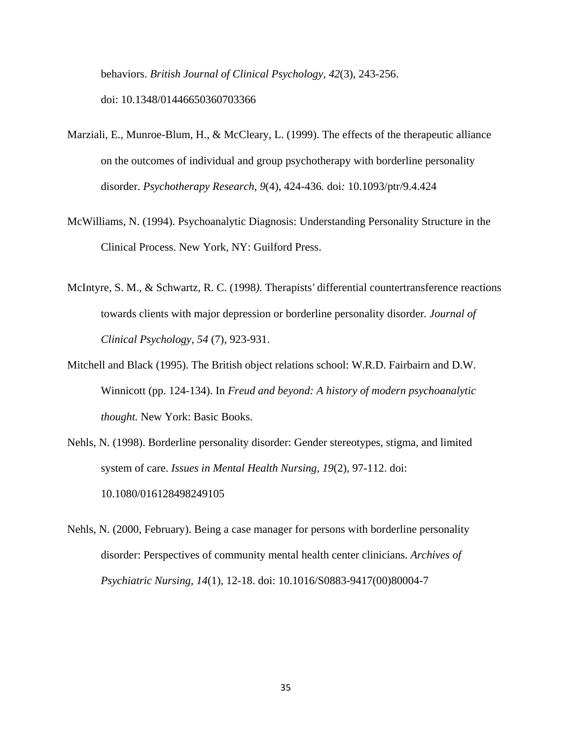behaviors. *British Journal of Clinical Psychology, 42*(3), 243-256. doi: 10.1348/014466503360703366

Marziali, E., Munroe-Blum, H., & McCleary, L. (1999). The effects of the therapeutic alliance on the outcomes of individual and group psychotherapy with borderline personality disorder. *Psychotherapy Research, 9*(4), 424-436. doi: 10.1093/ptr/9.4.424

McWilliams, N. (1994). Psychoanalytic Diagnosis: Understanding Personality Structure in the Clinical Process. New York, NY: Guilford Press.

McIntyre, S. M., & Schwartz, R. C. (1998). Therapists' differential countertransference reactions towards clients with major depression or borderline personality disorder. *Journal of Clinical Psychology, 54* (7), 923-931.

Mitchell and Black (1995). The British object relations school: W.R.D. Fairbairn and D.W. Winnicott (pp. 124-134). In *Freud and beyond: A history of modern psychoanalytic thought.* New York: Basic Books.

Nehls, N. (1998). Borderline personality disorder: Gender stereotypes, stigma, and limited system of care. *Issues in Mental Health Nursing, 19*(2), 97-112. doi: 10.1080/016128498249105

Nehls, N. (2000, February). Being a case manager for persons with borderline personality disorder: Perspectives of community mental health center clinicians. *Archives of Psychiatric Nursing, 14*(1), 12-18. doi: 10.1016/S0883-9417(00)80004-7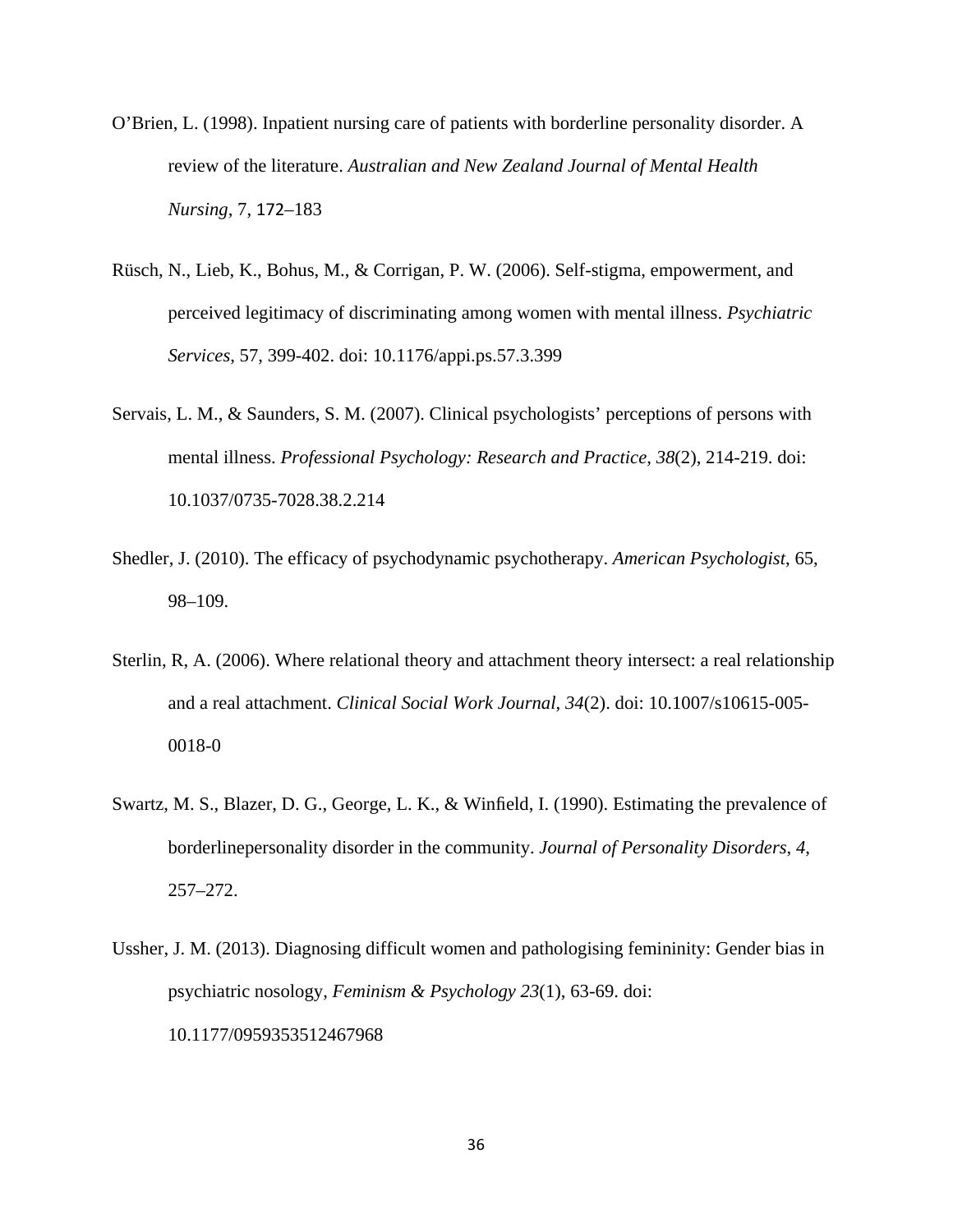O'Brien, L. (1998). Inpatient nursing care of patients with borderline personality disorder. A review of the literature. *Australian and New Zealand Journal of Mental Health Nursing*, 7, 172–183

Rüsch, N., Lieb, K., Bohus, M., & Corrigan, P. W. (2006). Self-stigma, empowerment, and perceived legitimacy of discriminating among women with mental illness. *Psychiatric Services*, 57, 399-402. doi: 10.1176/appi.ps.57.3.399

Servais, L. M., & Saunders, S. M. (2007). Clinical psychologists' perceptions of persons with mental illness. *Professional Psychology: Research and Practice, 38*(2), 214-219. doi: 10.1037/0735-7028.38.2.214

Shedler, J. (2010). The efficacy of psychodynamic psychotherapy. *American Psychologist*, 65, 98–109.

Sterlin, R, A. (2006). Where relational theory and attachment theory intersect: a real relationship and a real attachment. *Clinical Social Work Journal*, *34*(2). doi: 10.1007/s10615-005-0018-0

Swartz, M. S., Blazer, D. G., George, L. K., & Winfield, I. (1990). Estimating the prevalence of borderlinepersonality disorder in the community. *Journal of Personality Disorders*, *4*, 257–272.

Ussher, J. M. (2013). Diagnosing difficult women and pathologising femininity: Gender bias in psychiatric nosology, *Feminism & Psychology 23*(1), 63-69. doi: 10.1177/0959353512467968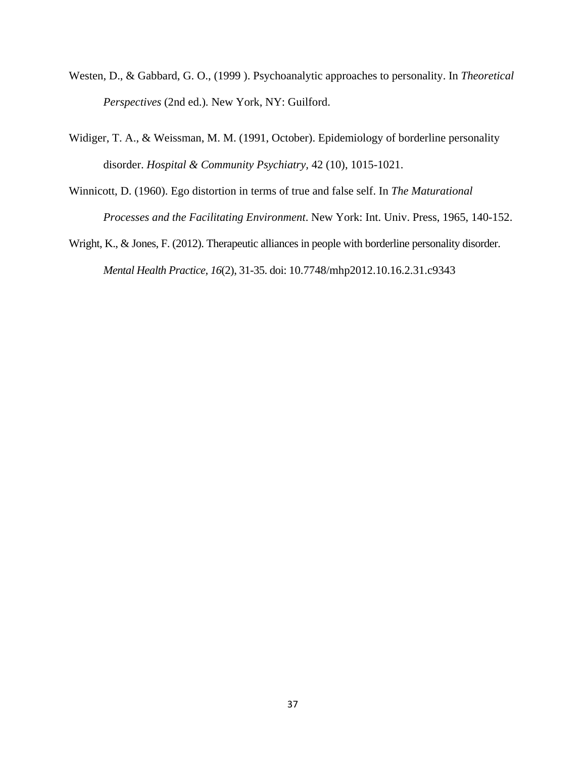Westen, D., & Gabbard, G. O., (1999 ). Psychoanalytic approaches to personality. In *Theoretical Perspectives* (2nd ed.). New York, NY: Guilford.

Widiger, T. A., & Weissman, M. M. (1991, October). Epidemiology of borderline personality disorder. *Hospital & Community Psychiatry*, 42 (10), 1015-1021.

Winnicott, D. (1960). Ego distortion in terms of true and false self. In *The Maturational Processes and the Facilitating Environment*. New York: Int. Univ. Press, 1965, 140-152.

Wright, K., & Jones, F. (2012). Therapeutic alliances in people with borderline personality disorder. *Mental Health Practice*, *16*(2), 31-35. doi: 10.7748/mhp2012.10.16.2.31.c9343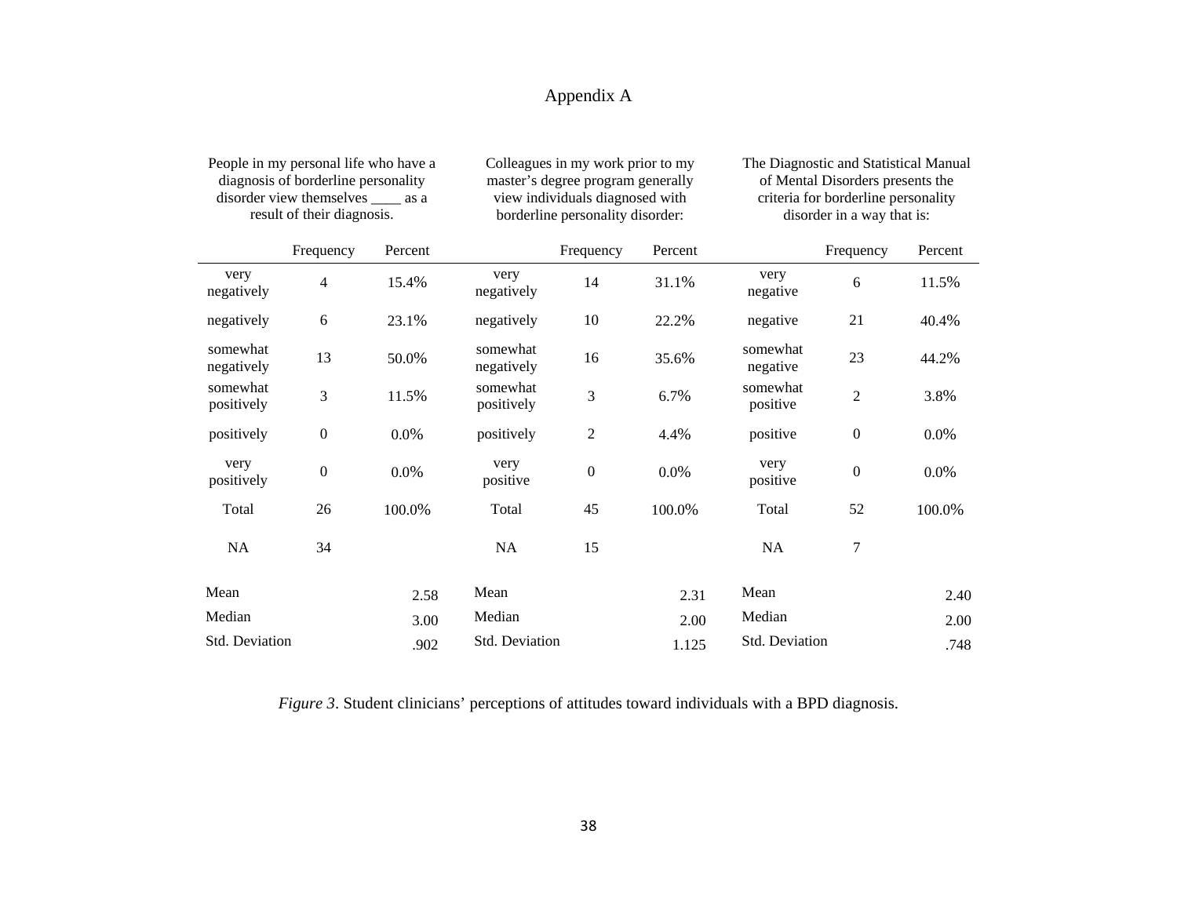# Appendix A

People in my personal life who have a diagnosis of borderline personality disorder view themselves ____ as a result of their diagnosis.

| | Frequency | Percent |
|---|---|---|
| very negatively | 4 | 15.4% |
| negatively | 6 | 23.1% |
| somewhat negatively | 13 | 50.0% |
| somewhat positively | 3 | 11.5% |
| positively | 0 | 0.0% |
| very positively | 0 | 0.0% |
| Total | 26 | 100.0% |
| NA | 34 | |
| Mean | | 2.58 |
| Median | | 3.00 |
| Std. Deviation | | .902 |

Colleagues in my work prior to my master's degree program generally view individuals diagnosed with borderline personality disorder:

| | Frequency | Percent |
|---|---|---|
| very negatively | 14 | 31.1% |
| negatively | 10 | 22.2% |
| somewhat negatively | 16 | 35.6% |
| somewhat positively | 3 | 6.7% |
| positively | 2 | 4.4% |
| very positive | 0 | 0.0% |
| Total | 45 | 100.0% |
| NA | 15 | |
| Mean | | 2.31 |
| Median | | 2.00 |
| Std. Deviation | | 1.125 |

The Diagnostic and Statistical Manual of Mental Disorders presents the criteria for borderline personality disorder in a way that is:

| | Frequency | Percent |
|---|---|---|
| very negative | 6 | 11.5% |
| negative | 21 | 40.4% |
| somewhat negative | 23 | 44.2% |
| somewhat positive | 2 | 3.8% |
| positive | 0 | 0.0% |
| very positive | 0 | 0.0% |
| Total | 52 | 100.0% |
| NA | 7 | |
| Mean | | 2.40 |
| Median | | 2.00 |
| Std. Deviation | | .748 |

*Figure 3*. Student clinicians' perceptions of attitudes toward individuals with a BPD diagnosis.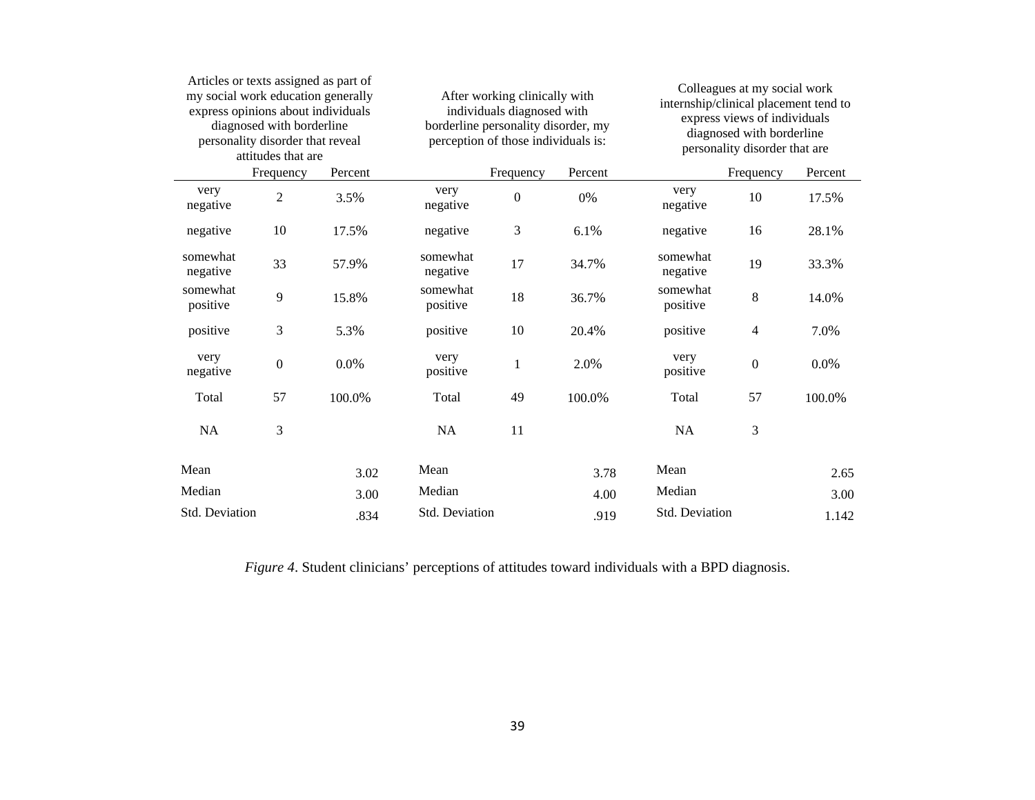| Articles or texts assigned as part of my social work education generally express opinions about individuals diagnosed with borderline personality disorder that reveal attitudes that are | | | After working clinically with individuals diagnosed with borderline personality disorder, my perception of those individuals is: | | | Colleagues at my social work internship/clinical placement tend to express views of individuals diagnosed with borderline personality disorder that are | | |
|---|---|---|---|---|---|---|---|---|
| | Frequency | Percent | | Frequency | Percent | | Frequency | Percent |
| very negative | 2 | 3.5% | very negative | 0 | 0% | very negative | 10 | 17.5% |
| negative | 10 | 17.5% | negative | 3 | 6.1% | negative | 16 | 28.1% |
| somewhat negative | 33 | 57.9% | somewhat negative | 17 | 34.7% | somewhat negative | 19 | 33.3% |
| somewhat positive | 9 | 15.8% | somewhat positive | 18 | 36.7% | somewhat positive | 8 | 14.0% |
| positive | 3 | 5.3% | positive | 10 | 20.4% | positive | 4 | 7.0% |
| very negative | 0 | 0.0% | very positive | 1 | 2.0% | very positive | 0 | 0.0% |
| Total | 57 | 100.0% | Total | 49 | 100.0% | Total | 57 | 100.0% |
| NA | 3 | | NA | 11 | | NA | 3 | |
| Mean | | 3.02 | Mean | | 3.78 | Mean | | 2.65 |
| Median | | 3.00 | Median | | 4.00 | Median | | 3.00 |
| Std. Deviation | | .834 | Std. Deviation | | .919 | Std. Deviation | | 1.142 |

*Figure 4*. Student clinicians' perceptions of attitudes toward individuals with a BPD diagnosis.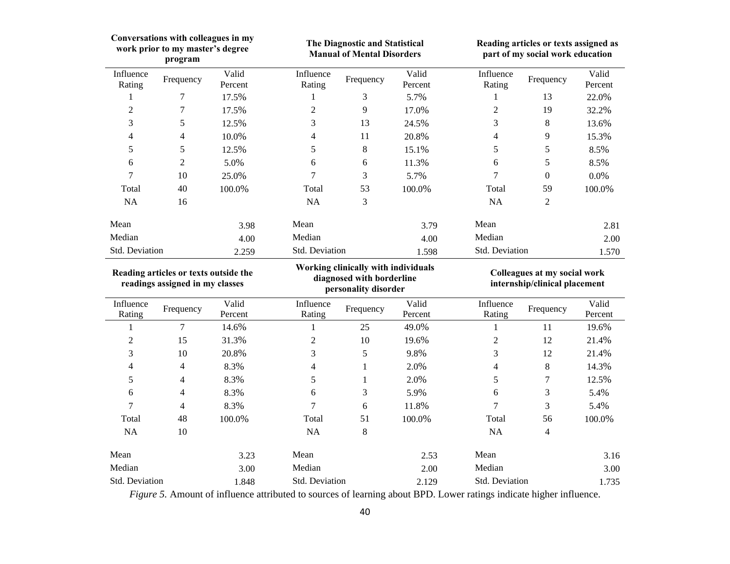**Conversations with colleagues in my work prior to my master's degree program**

| Influence Rating | Frequency | Valid Percent |
|---|---|---|
| 1 | 7 | 17.5% |
| 2 | 7 | 17.5% |
| 3 | 5 | 12.5% |
| 4 | 4 | 10.0% |
| 5 | 5 | 12.5% |
| 6 | 2 | 5.0% |
| 7 | 10 | 25.0% |
| Total | 40 | 100.0% |
| NA | 16 | |
| Mean | | 3.98 |
| Median | | 4.00 |
| Std. Deviation | | 2.259 |

**The Diagnostic and Statistical Manual of Mental Disorders**

| Influence Rating | Frequency | Valid Percent |
|---|---|---|
| 1 | 3 | 5.7% |
| 2 | 9 | 17.0% |
| 3 | 13 | 24.5% |
| 4 | 11 | 20.8% |
| 5 | 8 | 15.1% |
| 6 | 6 | 11.3% |
| 7 | 3 | 5.7% |
| Total | 53 | 100.0% |
| NA | 3 | |
| Mean | | 3.79 |
| Median | | 4.00 |
| Std. Deviation | | 1.598 |

**Reading articles or texts assigned as part of my social work education**

| Influence Rating | Frequency | Valid Percent |
|---|---|---|
| 1 | 13 | 22.0% |
| 2 | 19 | 32.2% |
| 3 | 8 | 13.6% |
| 4 | 9 | 15.3% |
| 5 | 5 | 8.5% |
| 6 | 5 | 8.5% |
| 7 | 0 | 0.0% |
| Total | 59 | 100.0% |
| NA | 2 | |
| Mean | | 2.81 |
| Median | | 2.00 |
| Std. Deviation | | 1.570 |

**Reading articles or texts outside the readings assigned in my classes**

| Influence Rating | Frequency | Valid Percent |
|---|---|---|
| 1 | 7 | 14.6% |
| 2 | 15 | 31.3% |
| 3 | 10 | 20.8% |
| 4 | 4 | 8.3% |
| 5 | 4 | 8.3% |
| 6 | 4 | 8.3% |
| 7 | 4 | 8.3% |
| Total | 48 | 100.0% |
| NA | 10 | |
| Mean | | 3.23 |
| Median | | 3.00 |
| Std. Deviation | | 1.848 |

**Working clinically with individuals diagnosed with borderline personality disorder**

| Influence Rating | Frequency | Valid Percent |
|---|---|---|
| 1 | 25 | 49.0% |
| 2 | 10 | 19.6% |
| 3 | 5 | 9.8% |
| 4 | 1 | 2.0% |
| 5 | 1 | 2.0% |
| 6 | 3 | 5.9% |
| 7 | 6 | 11.8% |
| Total | 51 | 100.0% |
| NA | 8 | |
| Mean | | 2.53 |
| Median | | 2.00 |
| Std. Deviation | | 2.129 |

**Colleagues at my social work internship/clinical placement**

| Influence Rating | Frequency | Valid Percent |
|---|---|---|
| 1 | 11 | 19.6% |
| 2 | 12 | 21.4% |
| 3 | 12 | 21.4% |
| 4 | 8 | 14.3% |
| 5 | 7 | 12.5% |
| 6 | 3 | 5.4% |
| 7 | 3 | 5.4% |
| Total | 56 | 100.0% |
| NA | 4 | |
| Mean | | 3.16 |
| Median | | 3.00 |
| Std. Deviation | | 1.735 |

*Figure 5.* Amount of influence attributed to sources of learning about BPD. Lower ratings indicate higher influence.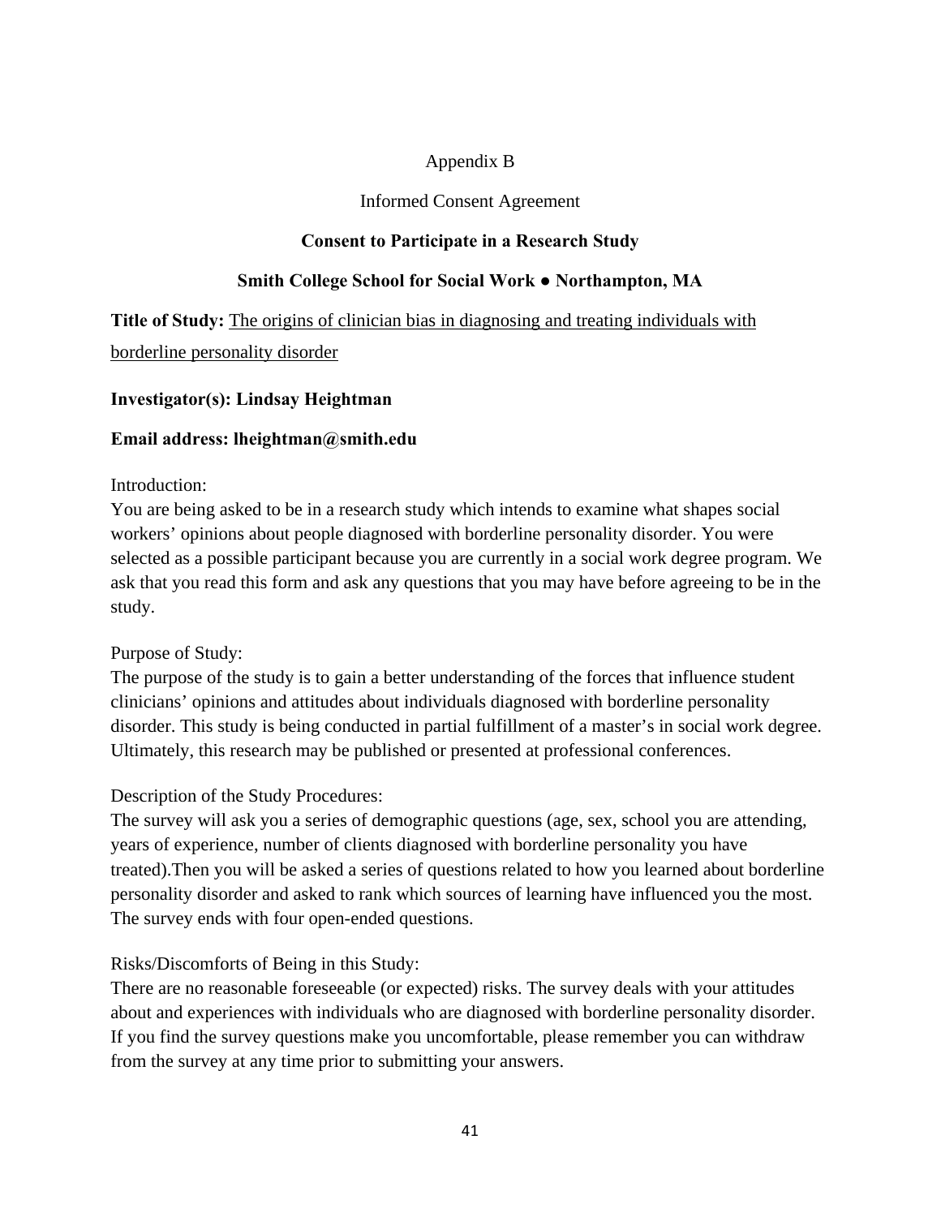Appendix B

Informed Consent Agreement

**Consent to Participate in a Research Study**

**Smith College School for Social Work ● Northampton, MA**

**Title of Study:** The origins of clinician bias in diagnosing and treating individuals with borderline personality disorder

**Investigator(s): Lindsay Heightman**

**Email address: lheightman@smith.edu**

Introduction:
You are being asked to be in a research study which intends to examine what shapes social workers' opinions about people diagnosed with borderline personality disorder. You were selected as a possible participant because you are currently in a social work degree program. We ask that you read this form and ask any questions that you may have before agreeing to be in the study.

Purpose of Study:
The purpose of the study is to gain a better understanding of the forces that influence student clinicians' opinions and attitudes about individuals diagnosed with borderline personality disorder. This study is being conducted in partial fulfillment of a master's in social work degree. Ultimately, this research may be published or presented at professional conferences.

Description of the Study Procedures:
The survey will ask you a series of demographic questions (age, sex, school you are attending, years of experience, number of clients diagnosed with borderline personality you have treated).Then you will be asked a series of questions related to how you learned about borderline personality disorder and asked to rank which sources of learning have influenced you the most. The survey ends with four open-ended questions.

Risks/Discomforts of Being in this Study:
There are no reasonable foreseeable (or expected) risks. The survey deals with your attitudes about and experiences with individuals who are diagnosed with borderline personality disorder. If you find the survey questions make you uncomfortable, please remember you can withdraw from the survey at any time prior to submitting your answers.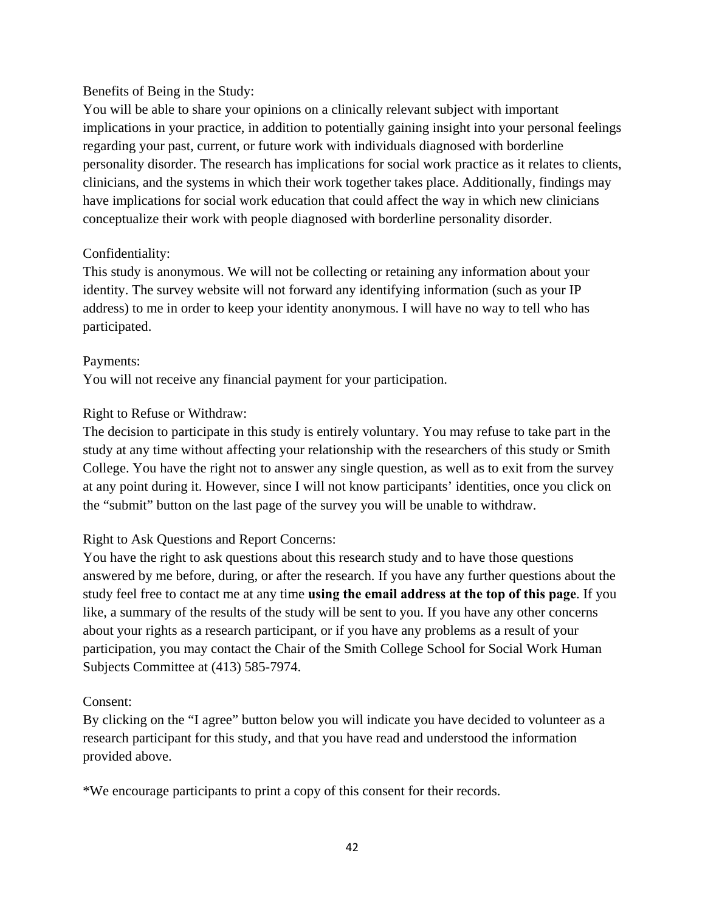Benefits of Being in the Study:
You will be able to share your opinions on a clinically relevant subject with important implications in your practice, in addition to potentially gaining insight into your personal feelings regarding your past, current, or future work with individuals diagnosed with borderline personality disorder. The research has implications for social work practice as it relates to clients, clinicians, and the systems in which their work together takes place. Additionally, findings may have implications for social work education that could affect the way in which new clinicians conceptualize their work with people diagnosed with borderline personality disorder.

Confidentiality:
This study is anonymous. We will not be collecting or retaining any information about your identity. The survey website will not forward any identifying information (such as your IP address) to me in order to keep your identity anonymous. I will have no way to tell who has participated.

Payments:
You will not receive any financial payment for your participation.

Right to Refuse or Withdraw:
The decision to participate in this study is entirely voluntary. You may refuse to take part in the study at any time without affecting your relationship with the researchers of this study or Smith College. You have the right not to answer any single question, as well as to exit from the survey at any point during it. However, since I will not know participants' identities, once you click on the "submit" button on the last page of the survey you will be unable to withdraw.

Right to Ask Questions and Report Concerns:
You have the right to ask questions about this research study and to have those questions answered by me before, during, or after the research. If you have any further questions about the study feel free to contact me at any time **using the email address at the top of this page**. If you like, a summary of the results of the study will be sent to you. If you have any other concerns about your rights as a research participant, or if you have any problems as a result of your participation, you may contact the Chair of the Smith College School for Social Work Human Subjects Committee at (413) 585-7974.

Consent:
By clicking on the "I agree" button below you will indicate you have decided to volunteer as a research participant for this study, and that you have read and understood the information provided above.

*We encourage participants to print a copy of this consent for their records.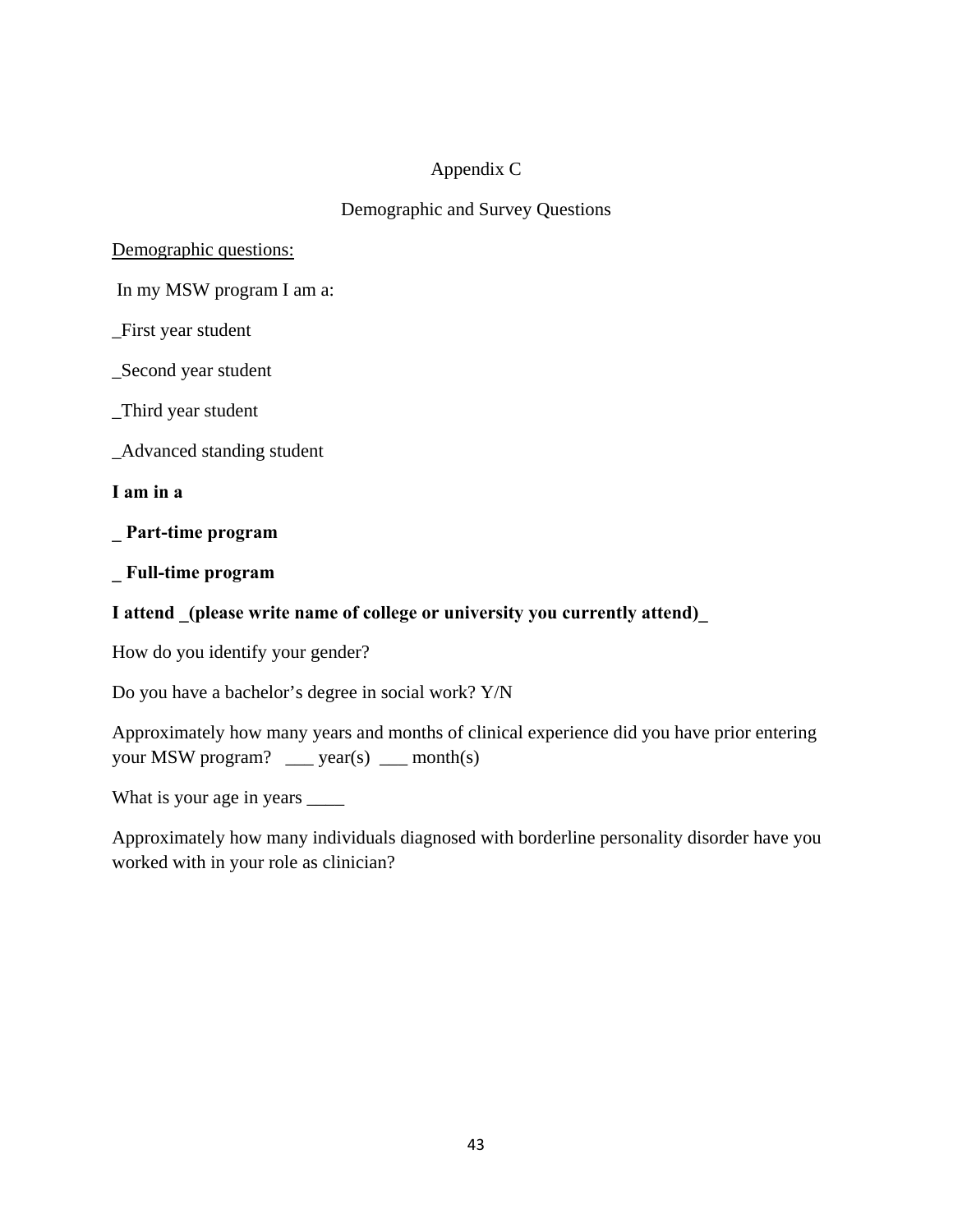# Appendix C

## Demographic and Survey Questions

Demographic questions:

In my MSW program I am a:

_First year student

_Second year student

_Third year student

_Advanced standing student

**I am in a**

**_ Part-time program**

**_ Full-time program**

**I attend _(please write name of college or university you currently attend)_**

How do you identify your gender?

Do you have a bachelor's degree in social work? Y/N

Approximately how many years and months of clinical experience did you have prior entering your MSW program? ___ year(s) ___ month(s)

What is your age in years ____

Approximately how many individuals diagnosed with borderline personality disorder have you worked with in your role as clinician?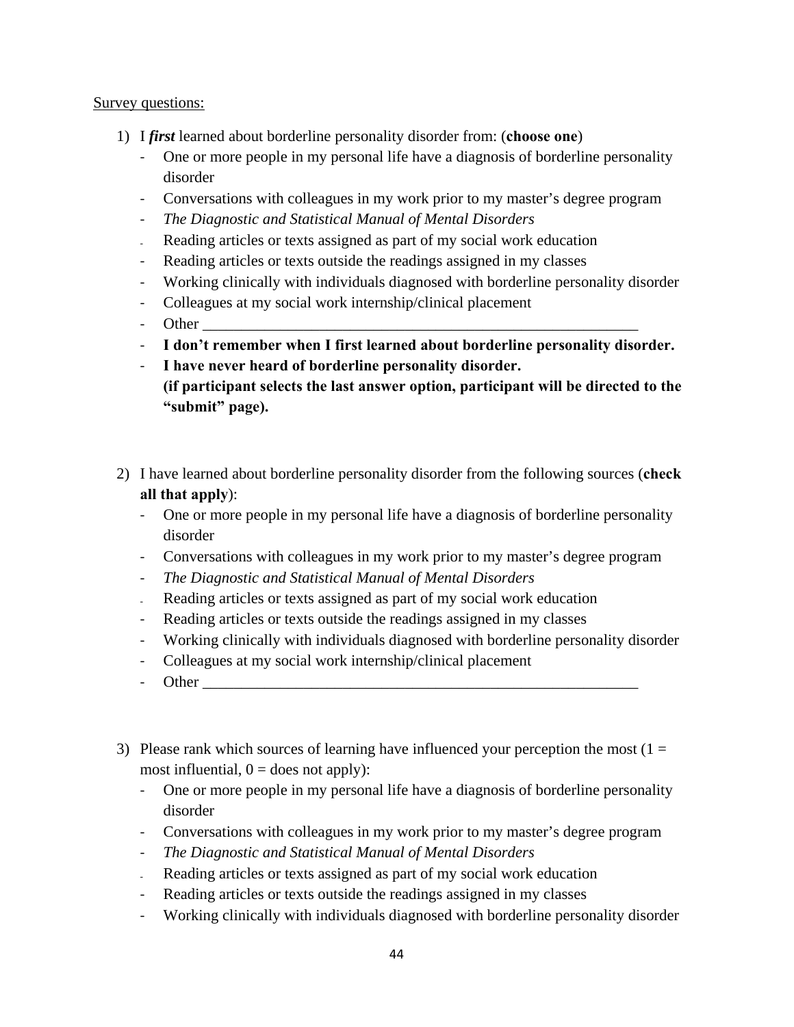<u>Survey questions:</u>

1) I ***first*** learned about borderline personality disorder from: (**choose one**)
   - One or more people in my personal life have a diagnosis of borderline personality disorder
   - Conversations with colleagues in my work prior to my master's degree program
   - *The Diagnostic and Statistical Manual of Mental Disorders*
   - Reading articles or texts assigned as part of my social work education
   - Reading articles or texts outside the readings assigned in my classes
   - Working clinically with individuals diagnosed with borderline personality disorder
   - Colleagues at my social work internship/clinical placement
   - Other ___________________________________________________________
   - **I don't remember when I first learned about borderline personality disorder.**
   - **I have never heard of borderline personality disorder.**
     **(if participant selects the last answer option, participant will be directed to the "submit" page).**

2) I have learned about borderline personality disorder from the following sources (**check all that apply**):
   - One or more people in my personal life have a diagnosis of borderline personality disorder
   - Conversations with colleagues in my work prior to my master's degree program
   - *The Diagnostic and Statistical Manual of Mental Disorders*
   - Reading articles or texts assigned as part of my social work education
   - Reading articles or texts outside the readings assigned in my classes
   - Working clinically with individuals diagnosed with borderline personality disorder
   - Colleagues at my social work internship/clinical placement
   - Other ___________________________________________________________

3) Please rank which sources of learning have influenced your perception the most (1 = most influential, 0 = does not apply):
   - One or more people in my personal life have a diagnosis of borderline personality disorder
   - Conversations with colleagues in my work prior to my master's degree program
   - *The Diagnostic and Statistical Manual of Mental Disorders*
   - Reading articles or texts assigned as part of my social work education
   - Reading articles or texts outside the readings assigned in my classes
   - Working clinically with individuals diagnosed with borderline personality disorder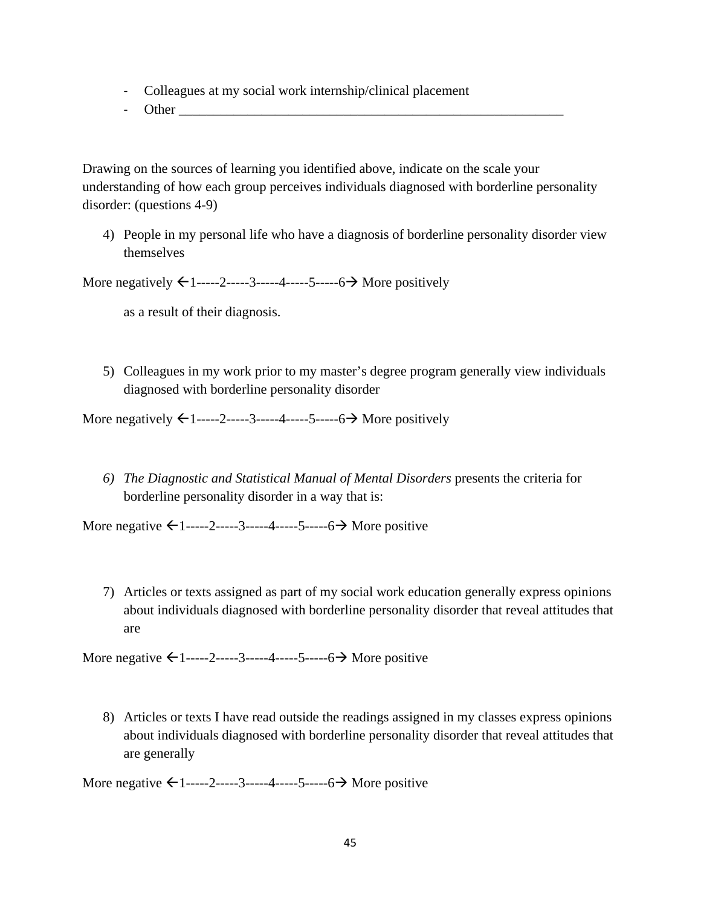- Colleagues at my social work internship/clinical placement
- Other ____________________________________________________________

Drawing on the sources of learning you identified above, indicate on the scale your understanding of how each group perceives individuals diagnosed with borderline personality disorder: (questions 4-9)

4) People in my personal life who have a diagnosis of borderline personality disorder view themselves

More negatively ←1-----2-----3-----4-----5-----6→ More positively

as a result of their diagnosis.

5) Colleagues in my work prior to my master's degree program generally view individuals diagnosed with borderline personality disorder

More negatively ←1-----2-----3-----4-----5-----6→ More positively

6) *The Diagnostic and Statistical Manual of Mental Disorders* presents the criteria for borderline personality disorder in a way that is:

More negative ←1-----2-----3-----4-----5-----6→ More positive

7) Articles or texts assigned as part of my social work education generally express opinions about individuals diagnosed with borderline personality disorder that reveal attitudes that are

More negative ←1-----2-----3-----4-----5-----6→ More positive

8) Articles or texts I have read outside the readings assigned in my classes express opinions about individuals diagnosed with borderline personality disorder that reveal attitudes that are generally

More negative ←1-----2-----3-----4-----5-----6→ More positive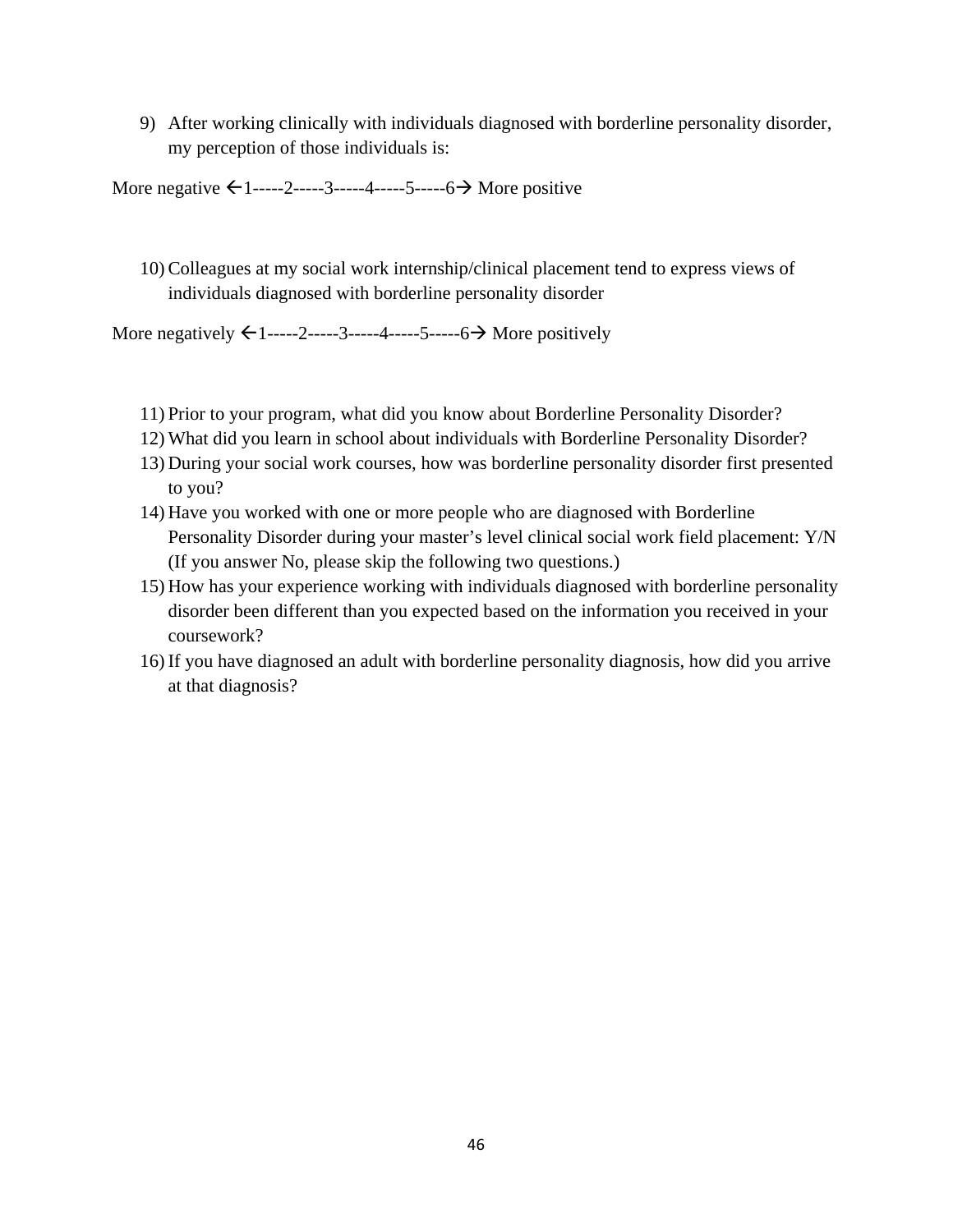9) After working clinically with individuals diagnosed with borderline personality disorder, my perception of those individuals is:

More negative ←1-----2-----3-----4-----5-----6→ More positive

10) Colleagues at my social work internship/clinical placement tend to express views of individuals diagnosed with borderline personality disorder

More negatively ←1-----2-----3-----4-----5-----6→ More positively

11) Prior to your program, what did you know about Borderline Personality Disorder?
12) What did you learn in school about individuals with Borderline Personality Disorder?
13) During your social work courses, how was borderline personality disorder first presented to you?
14) Have you worked with one or more people who are diagnosed with Borderline Personality Disorder during your master's level clinical social work field placement: Y/N (If you answer No, please skip the following two questions.)
15) How has your experience working with individuals diagnosed with borderline personality disorder been different than you expected based on the information you received in your coursework?
16) If you have diagnosed an adult with borderline personality diagnosis, how did you arrive at that diagnosis?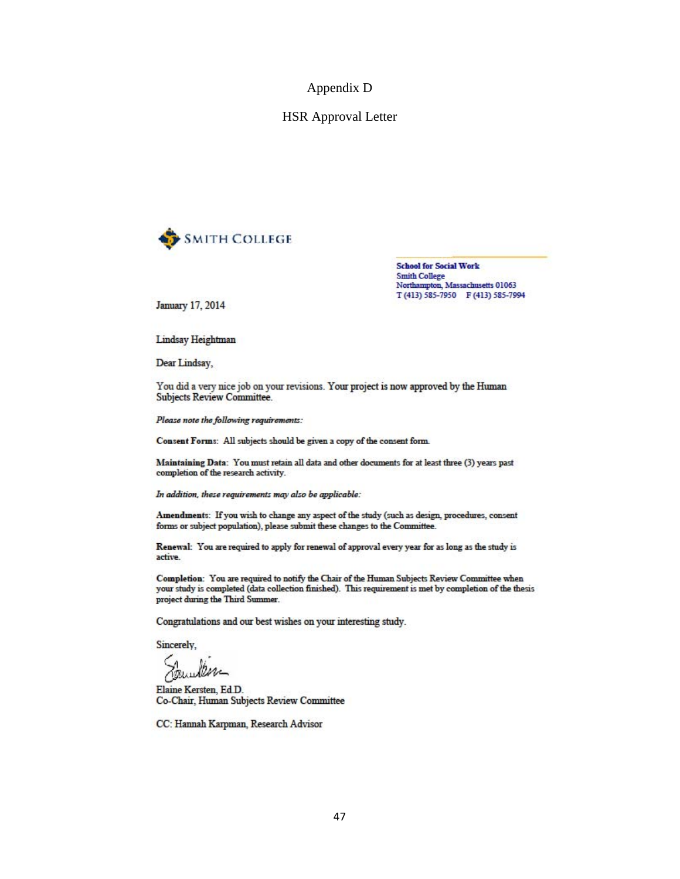# Appendix D

## HSR Approval Letter

SMITH COLLEGE

**School for Social Work**
Smith College
Northampton, Massachusetts 01063
T (413) 585-7950 F (413) 585-7994

January 17, 2014

Lindsay Heightman

Dear Lindsay,

You did a very nice job on your revisions. Your project is now approved by the Human Subjects Review Committee.

*Please note the following requirements:*

**Consent Forms**: All subjects should be given a copy of the consent form.

**Maintaining Data**: You must retain all data and other documents for at least three (3) years past completion of the research activity.

*In addition, these requirements may also be applicable:*

**Amendments**: If you wish to change any aspect of the study (such as design, procedures, consent forms or subject population), please submit these changes to the Committee.

**Renewal**: You are required to apply for renewal of approval every year for as long as the study is active.

**Completion**: You are required to notify the Chair of the Human Subjects Review Committee when your study is completed (data collection finished). This requirement is met by completion of the thesis project during the Third Summer.

Congratulations and our best wishes on your interesting study.

Sincerely,

Elaine Kersten, Ed.D.
Co-Chair, Human Subjects Review Committee

CC: Hannah Karpman, Research Advisor